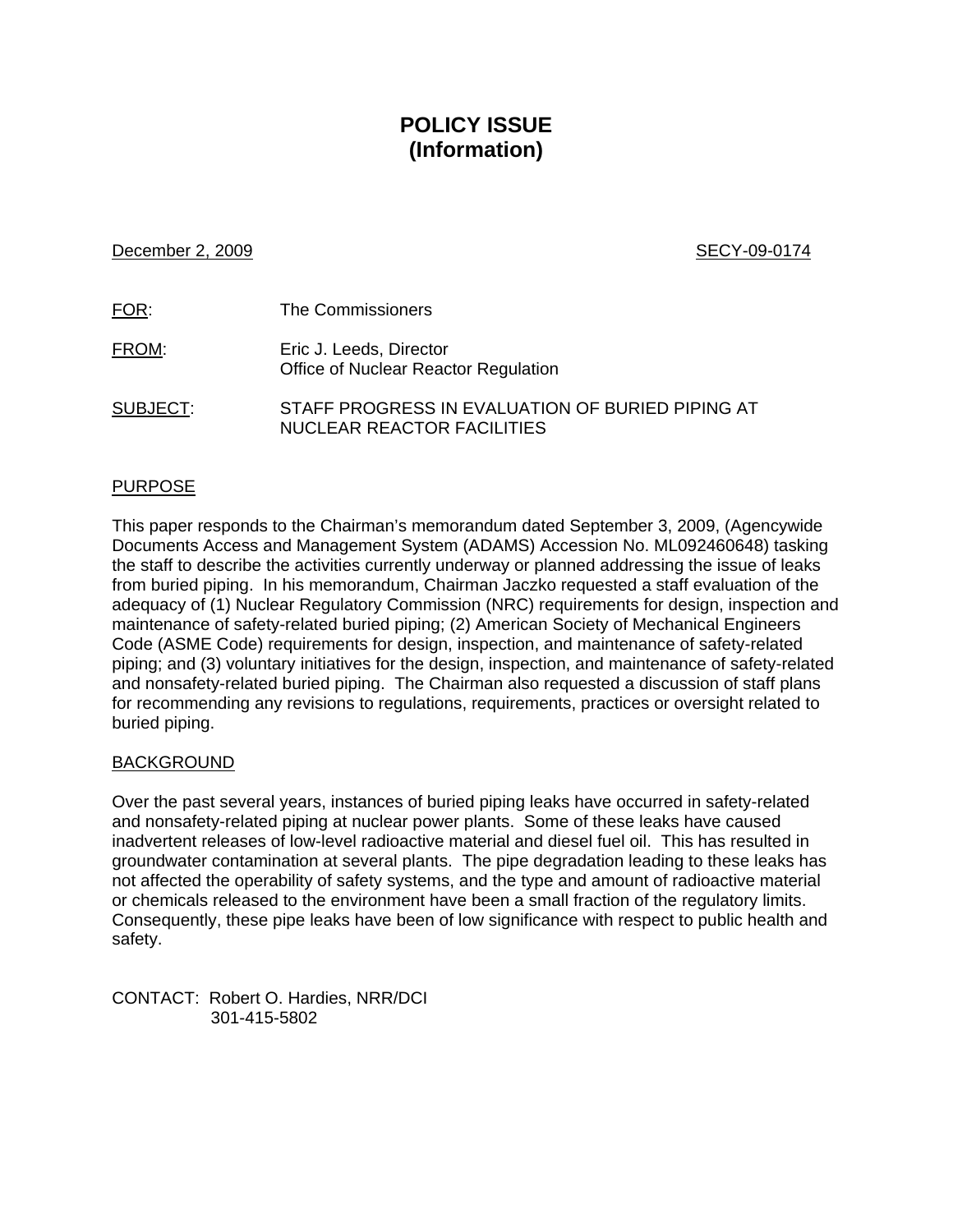# POLICY ISSUE
# (Information)

December 2, 2009 SECY-09-0174

FOR: The Commissioners

FROM: Eric J. Leeds, Director
Office of Nuclear Reactor Regulation

SUBJECT: STAFF PROGRESS IN EVALUATION OF BURIED PIPING AT NUCLEAR REACTOR FACILITIES

## PURPOSE

This paper responds to the Chairman's memorandum dated September 3, 2009, (Agencywide Documents Access and Management System (ADAMS) Accession No. ML092460648) tasking the staff to describe the activities currently underway or planned addressing the issue of leaks from buried piping. In his memorandum, Chairman Jaczko requested a staff evaluation of the adequacy of (1) Nuclear Regulatory Commission (NRC) requirements for design, inspection and maintenance of safety-related buried piping; (2) American Society of Mechanical Engineers Code (ASME Code) requirements for design, inspection, and maintenance of safety-related piping; and (3) voluntary initiatives for the design, inspection, and maintenance of safety-related and nonsafety-related buried piping. The Chairman also requested a discussion of staff plans for recommending any revisions to regulations, requirements, practices or oversight related to buried piping.

## BACKGROUND

Over the past several years, instances of buried piping leaks have occurred in safety-related and nonsafety-related piping at nuclear power plants. Some of these leaks have caused inadvertent releases of low-level radioactive material and diesel fuel oil. This has resulted in groundwater contamination at several plants. The pipe degradation leading to these leaks has not affected the operability of safety systems, and the type and amount of radioactive material or chemicals released to the environment have been a small fraction of the regulatory limits. Consequently, these pipe leaks have been of low significance with respect to public health and safety.

CONTACT: Robert O. Hardies, NRR/DCI
301-415-5802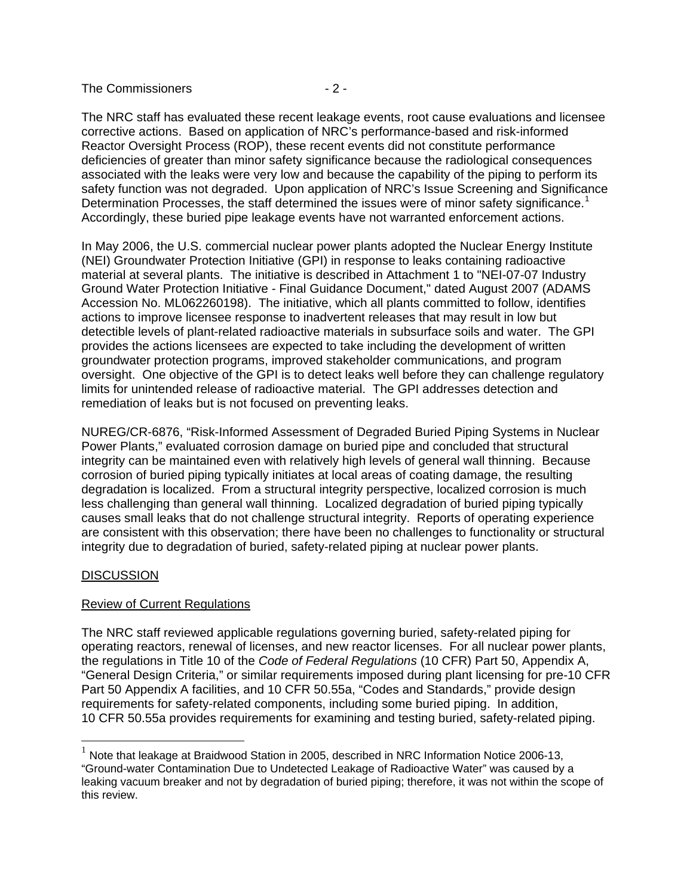The NRC staff has evaluated these recent leakage events, root cause evaluations and licensee corrective actions. Based on application of NRC's performance-based and risk-informed Reactor Oversight Process (ROP), these recent events did not constitute performance deficiencies of greater than minor safety significance because the radiological consequences associated with the leaks were very low and because the capability of the piping to perform its safety function was not degraded. Upon application of NRC's Issue Screening and Significance Determination Processes, the staff determined the issues were of minor safety significance.[1] Accordingly, these buried pipe leakage events have not warranted enforcement actions.

In May 2006, the U.S. commercial nuclear power plants adopted the Nuclear Energy Institute (NEI) Groundwater Protection Initiative (GPI) in response to leaks containing radioactive material at several plants. The initiative is described in Attachment 1 to "NEI-07-07 Industry Ground Water Protection Initiative - Final Guidance Document," dated August 2007 (ADAMS Accession No. ML062260198). The initiative, which all plants committed to follow, identifies actions to improve licensee response to inadvertent releases that may result in low but detectible levels of plant-related radioactive materials in subsurface soils and water. The GPI provides the actions licensees are expected to take including the development of written groundwater protection programs, improved stakeholder communications, and program oversight. One objective of the GPI is to detect leaks well before they can challenge regulatory limits for unintended release of radioactive material. The GPI addresses detection and remediation of leaks but is not focused on preventing leaks.

NUREG/CR-6876, "Risk-Informed Assessment of Degraded Buried Piping Systems in Nuclear Power Plants," evaluated corrosion damage on buried pipe and concluded that structural integrity can be maintained even with relatively high levels of general wall thinning. Because corrosion of buried piping typically initiates at local areas of coating damage, the resulting degradation is localized. From a structural integrity perspective, localized corrosion is much less challenging than general wall thinning. Localized degradation of buried piping typically causes small leaks that do not challenge structural integrity. Reports of operating experience are consistent with this observation; there have been no challenges to functionality or structural integrity due to degradation of buried, safety-related piping at nuclear power plants.

## DISCUSSION

### Review of Current Regulations

The NRC staff reviewed applicable regulations governing buried, safety-related piping for operating reactors, renewal of licenses, and new reactor licenses. For all nuclear power plants, the regulations in Title 10 of the *Code of Federal Regulations* (10 CFR) Part 50, Appendix A, "General Design Criteria," or similar requirements imposed during plant licensing for pre-10 CFR Part 50 Appendix A facilities, and 10 CFR 50.55a, "Codes and Standards," provide design requirements for safety-related components, including some buried piping. In addition, 10 CFR 50.55a provides requirements for examining and testing buried, safety-related piping.

[1] Note that leakage at Braidwood Station in 2005, described in NRC Information Notice 2006-13, "Ground-water Contamination Due to Undetected Leakage of Radioactive Water" was caused by a leaking vacuum breaker and not by degradation of buried piping; therefore, it was not within the scope of this review.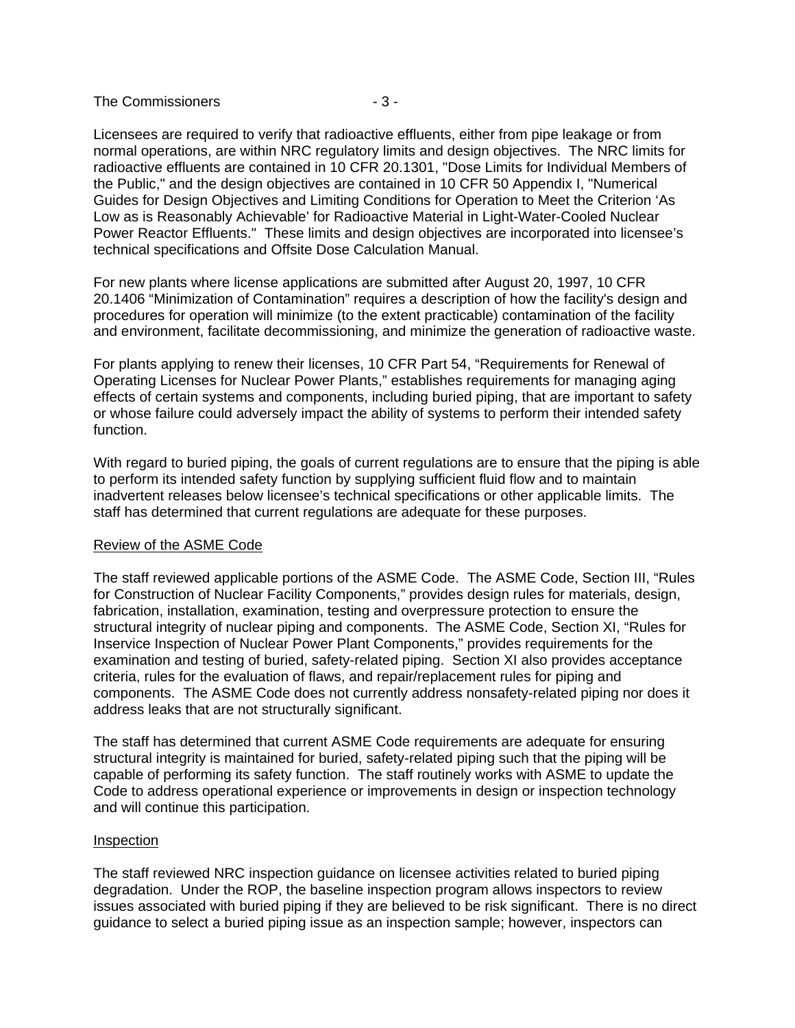Licensees are required to verify that radioactive effluents, either from pipe leakage or from normal operations, are within NRC regulatory limits and design objectives. The NRC limits for radioactive effluents are contained in 10 CFR 20.1301, "Dose Limits for Individual Members of the Public," and the design objectives are contained in 10 CFR 50 Appendix I, "Numerical Guides for Design Objectives and Limiting Conditions for Operation to Meet the Criterion 'As Low as is Reasonably Achievable' for Radioactive Material in Light-Water-Cooled Nuclear Power Reactor Effluents." These limits and design objectives are incorporated into licensee's technical specifications and Offsite Dose Calculation Manual.

For new plants where license applications are submitted after August 20, 1997, 10 CFR 20.1406 "Minimization of Contamination" requires a description of how the facility's design and procedures for operation will minimize (to the extent practicable) contamination of the facility and environment, facilitate decommissioning, and minimize the generation of radioactive waste.

For plants applying to renew their licenses, 10 CFR Part 54, "Requirements for Renewal of Operating Licenses for Nuclear Power Plants," establishes requirements for managing aging effects of certain systems and components, including buried piping, that are important to safety or whose failure could adversely impact the ability of systems to perform their intended safety function.

With regard to buried piping, the goals of current regulations are to ensure that the piping is able to perform its intended safety function by supplying sufficient fluid flow and to maintain inadvertent releases below licensee's technical specifications or other applicable limits. The staff has determined that current regulations are adequate for these purposes.

<u>Review of the ASME Code</u>

The staff reviewed applicable portions of the ASME Code. The ASME Code, Section III, "Rules for Construction of Nuclear Facility Components," provides design rules for materials, design, fabrication, installation, examination, testing and overpressure protection to ensure the structural integrity of nuclear piping and components. The ASME Code, Section XI, "Rules for Inservice Inspection of Nuclear Power Plant Components," provides requirements for the examination and testing of buried, safety-related piping. Section XI also provides acceptance criteria, rules for the evaluation of flaws, and repair/replacement rules for piping and components. The ASME Code does not currently address nonsafety-related piping nor does it address leaks that are not structurally significant.

The staff has determined that current ASME Code requirements are adequate for ensuring structural integrity is maintained for buried, safety-related piping such that the piping will be capable of performing its safety function. The staff routinely works with ASME to update the Code to address operational experience or improvements in design or inspection technology and will continue this participation.

<u>Inspection</u>

The staff reviewed NRC inspection guidance on licensee activities related to buried piping degradation. Under the ROP, the baseline inspection program allows inspectors to review issues associated with buried piping if they are believed to be risk significant. There is no direct guidance to select a buried piping issue as an inspection sample; however, inspectors can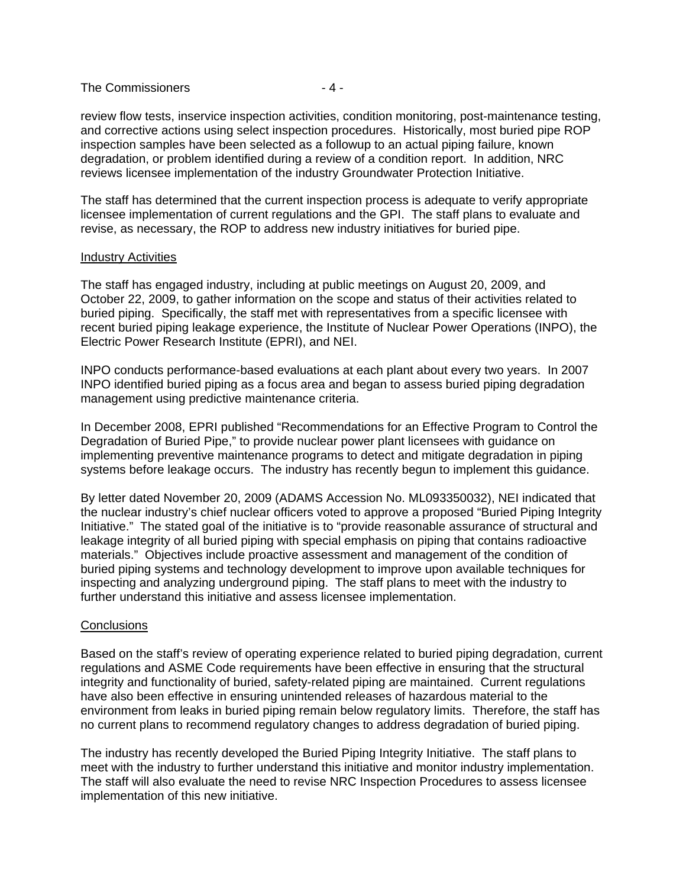review flow tests, inservice inspection activities, condition monitoring, post-maintenance testing, and corrective actions using select inspection procedures. Historically, most buried pipe ROP inspection samples have been selected as a followup to an actual piping failure, known degradation, or problem identified during a review of a condition report. In addition, NRC reviews licensee implementation of the industry Groundwater Protection Initiative.

The staff has determined that the current inspection process is adequate to verify appropriate licensee implementation of current regulations and the GPI. The staff plans to evaluate and revise, as necessary, the ROP to address new industry initiatives for buried pipe.

<u>Industry Activities</u>

The staff has engaged industry, including at public meetings on August 20, 2009, and October 22, 2009, to gather information on the scope and status of their activities related to buried piping. Specifically, the staff met with representatives from a specific licensee with recent buried piping leakage experience, the Institute of Nuclear Power Operations (INPO), the Electric Power Research Institute (EPRI), and NEI.

INPO conducts performance-based evaluations at each plant about every two years. In 2007 INPO identified buried piping as a focus area and began to assess buried piping degradation management using predictive maintenance criteria.

In December 2008, EPRI published "Recommendations for an Effective Program to Control the Degradation of Buried Pipe," to provide nuclear power plant licensees with guidance on implementing preventive maintenance programs to detect and mitigate degradation in piping systems before leakage occurs. The industry has recently begun to implement this guidance.

By letter dated November 20, 2009 (ADAMS Accession No. ML093350032), NEI indicated that the nuclear industry's chief nuclear officers voted to approve a proposed "Buried Piping Integrity Initiative." The stated goal of the initiative is to "provide reasonable assurance of structural and leakage integrity of all buried piping with special emphasis on piping that contains radioactive materials." Objectives include proactive assessment and management of the condition of buried piping systems and technology development to improve upon available techniques for inspecting and analyzing underground piping. The staff plans to meet with the industry to further understand this initiative and assess licensee implementation.

<u>Conclusions</u>

Based on the staff's review of operating experience related to buried piping degradation, current regulations and ASME Code requirements have been effective in ensuring that the structural integrity and functionality of buried, safety-related piping are maintained. Current regulations have also been effective in ensuring unintended releases of hazardous material to the environment from leaks in buried piping remain below regulatory limits. Therefore, the staff has no current plans to recommend regulatory changes to address degradation of buried piping.

The industry has recently developed the Buried Piping Integrity Initiative. The staff plans to meet with the industry to further understand this initiative and monitor industry implementation. The staff will also evaluate the need to revise NRC Inspection Procedures to assess licensee implementation of this new initiative.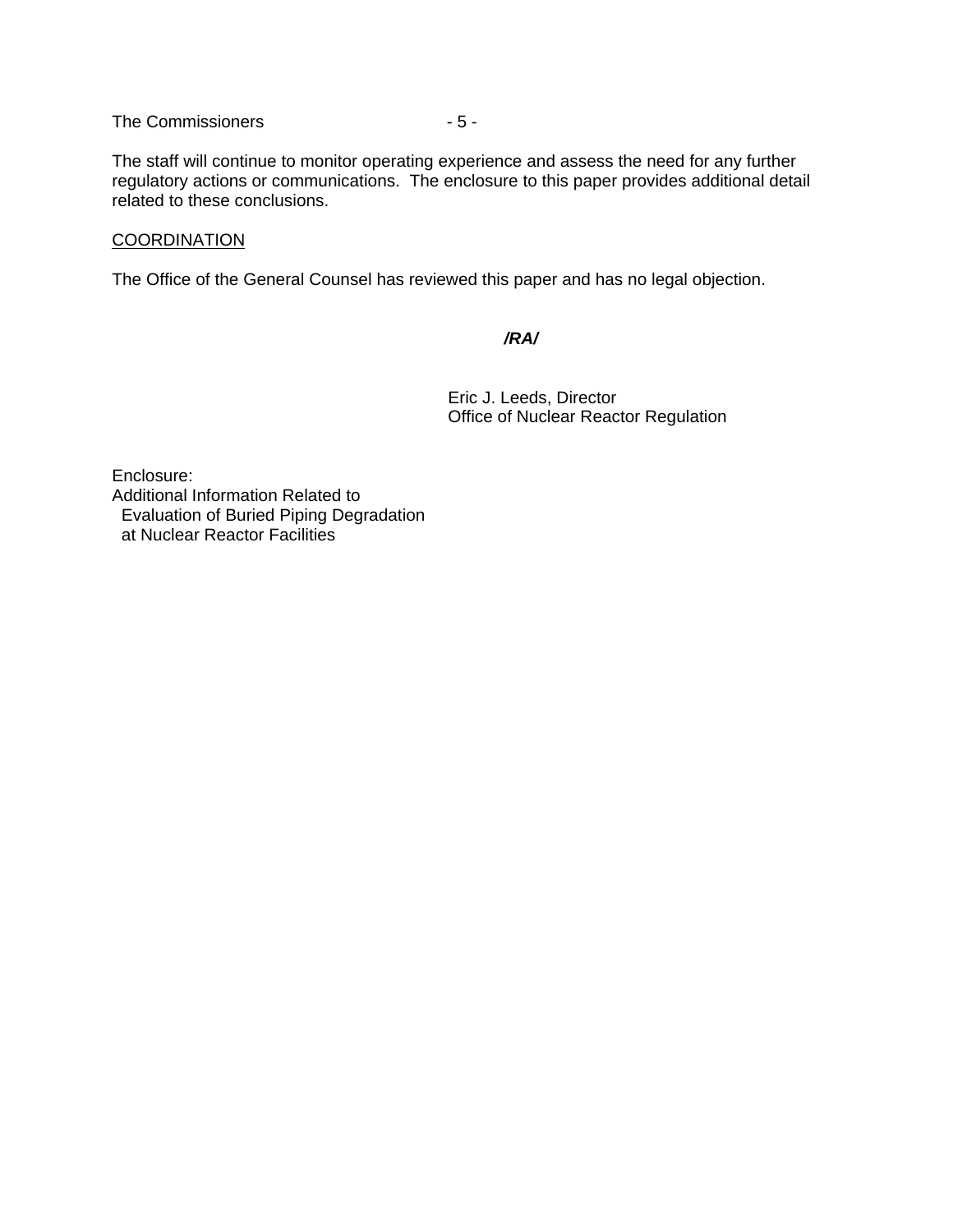The staff will continue to monitor operating experience and assess the need for any further regulatory actions or communications. The enclosure to this paper provides additional detail related to these conclusions.

COORDINATION

The Office of the General Counsel has reviewed this paper and has no legal objection.

***/RA/***

Eric J. Leeds, Director
Office of Nuclear Reactor Regulation

Enclosure:
Additional Information Related to
Evaluation of Buried Piping Degradation
at Nuclear Reactor Facilities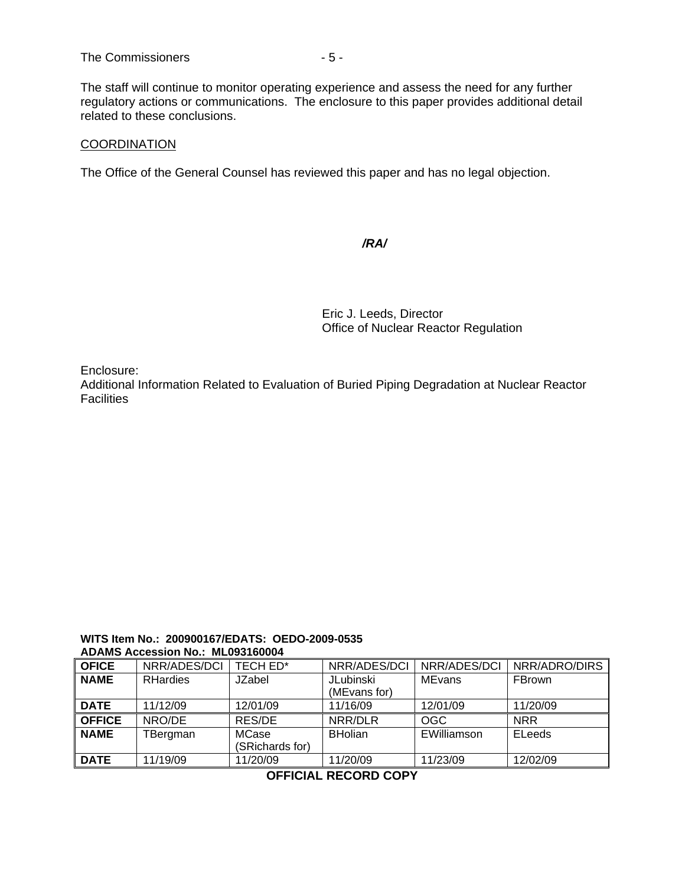The staff will continue to monitor operating experience and assess the need for any further regulatory actions or communications. The enclosure to this paper provides additional detail related to these conclusions.

COORDINATION

The Office of the General Counsel has reviewed this paper and has no legal objection.

*/RA/*

Eric J. Leeds, Director
Office of Nuclear Reactor Regulation

Enclosure:
Additional Information Related to Evaluation of Buried Piping Degradation at Nuclear Reactor Facilities

**WITS Item No.: 200900167/EDATS: OEDO-2009-0535**
**ADAMS Accession No.: ML093160004**

| **OFICE** | NRR/ADES/DCI | TECH ED* | NRR/ADES/DCI | NRR/ADES/DCI | NRR/ADRO/DIRS |
|---|---|---|---|---|---|
| **NAME** | RHardies | JZabel | JLubinski (MEvans for) | MEvans | FBrown |
| **DATE** | 11/12/09 | 12/01/09 | 11/16/09 | 12/01/09 | 11/20/09 |
| **OFFICE** | NRO/DE | RES/DE | NRR/DLR | OGC | NRR |
| **NAME** | TBergman | MCase (SRichards for) | BHolian | EWilliamson | ELeeds |
| **DATE** | 11/19/09 | 11/20/09 | 11/20/09 | 11/23/09 | 12/02/09 |

**OFFICIAL RECORD COPY**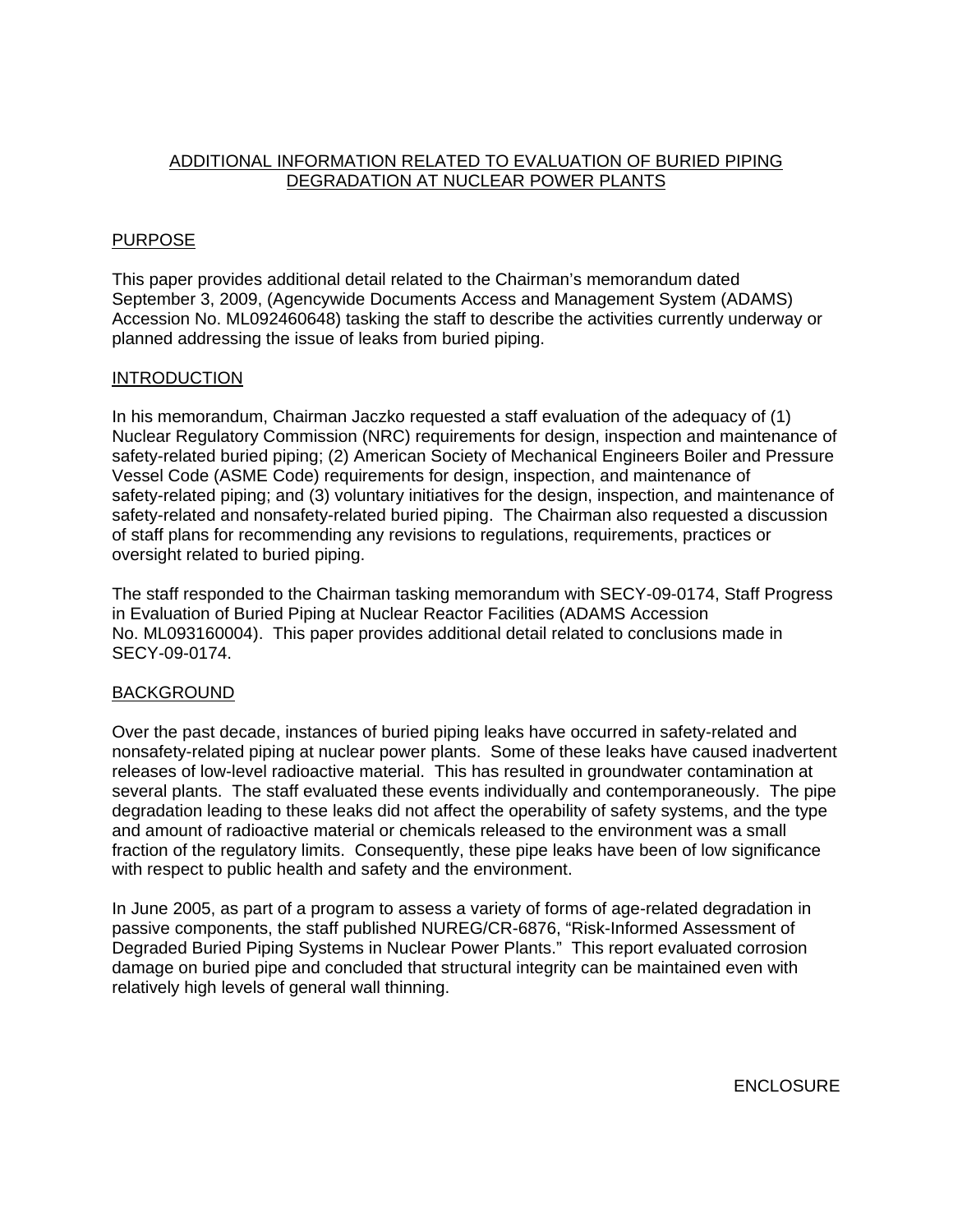# ADDITIONAL INFORMATION RELATED TO EVALUATION OF BURIED PIPING DEGRADATION AT NUCLEAR POWER PLANTS

## PURPOSE

This paper provides additional detail related to the Chairman's memorandum dated September 3, 2009, (Agencywide Documents Access and Management System (ADAMS) Accession No. ML092460648) tasking the staff to describe the activities currently underway or planned addressing the issue of leaks from buried piping.

## INTRODUCTION

In his memorandum, Chairman Jaczko requested a staff evaluation of the adequacy of (1) Nuclear Regulatory Commission (NRC) requirements for design, inspection and maintenance of safety-related buried piping; (2) American Society of Mechanical Engineers Boiler and Pressure Vessel Code (ASME Code) requirements for design, inspection, and maintenance of safety-related piping; and (3) voluntary initiatives for the design, inspection, and maintenance of safety-related and nonsafety-related buried piping. The Chairman also requested a discussion of staff plans for recommending any revisions to regulations, requirements, practices or oversight related to buried piping.

The staff responded to the Chairman tasking memorandum with SECY-09-0174, Staff Progress in Evaluation of Buried Piping at Nuclear Reactor Facilities (ADAMS Accession No. ML093160004). This paper provides additional detail related to conclusions made in SECY-09-0174.

## BACKGROUND

Over the past decade, instances of buried piping leaks have occurred in safety-related and nonsafety-related piping at nuclear power plants. Some of these leaks have caused inadvertent releases of low-level radioactive material. This has resulted in groundwater contamination at several plants. The staff evaluated these events individually and contemporaneously. The pipe degradation leading to these leaks did not affect the operability of safety systems, and the type and amount of radioactive material or chemicals released to the environment was a small fraction of the regulatory limits. Consequently, these pipe leaks have been of low significance with respect to public health and safety and the environment.

In June 2005, as part of a program to assess a variety of forms of age-related degradation in passive components, the staff published NUREG/CR-6876, "Risk-Informed Assessment of Degraded Buried Piping Systems in Nuclear Power Plants." This report evaluated corrosion damage on buried pipe and concluded that structural integrity can be maintained even with relatively high levels of general wall thinning.

ENCLOSURE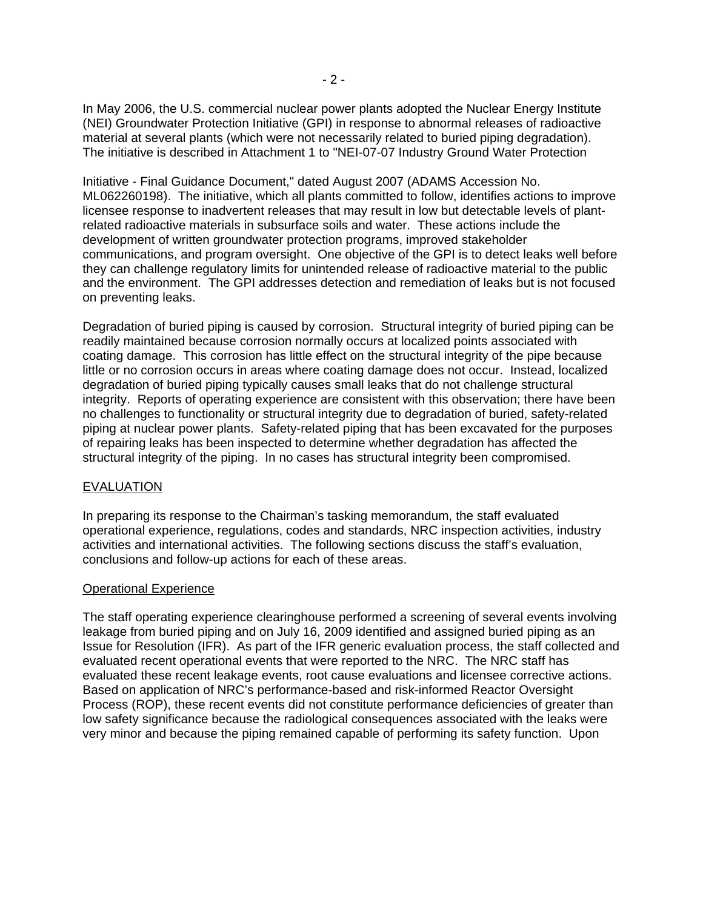In May 2006, the U.S. commercial nuclear power plants adopted the Nuclear Energy Institute (NEI) Groundwater Protection Initiative (GPI) in response to abnormal releases of radioactive material at several plants (which were not necessarily related to buried piping degradation). The initiative is described in Attachment 1 to "NEI-07-07 Industry Ground Water Protection

Initiative - Final Guidance Document," dated August 2007 (ADAMS Accession No. ML062260198). The initiative, which all plants committed to follow, identifies actions to improve licensee response to inadvertent releases that may result in low but detectable levels of plant-related radioactive materials in subsurface soils and water. These actions include the development of written groundwater protection programs, improved stakeholder communications, and program oversight. One objective of the GPI is to detect leaks well before they can challenge regulatory limits for unintended release of radioactive material to the public and the environment. The GPI addresses detection and remediation of leaks but is not focused on preventing leaks.

Degradation of buried piping is caused by corrosion. Structural integrity of buried piping can be readily maintained because corrosion normally occurs at localized points associated with coating damage. This corrosion has little effect on the structural integrity of the pipe because little or no corrosion occurs in areas where coating damage does not occur. Instead, localized degradation of buried piping typically causes small leaks that do not challenge structural integrity. Reports of operating experience are consistent with this observation; there have been no challenges to functionality or structural integrity due to degradation of buried, safety-related piping at nuclear power plants. Safety-related piping that has been excavated for the purposes of repairing leaks has been inspected to determine whether degradation has affected the structural integrity of the piping. In no cases has structural integrity been compromised.

## EVALUATION

In preparing its response to the Chairman's tasking memorandum, the staff evaluated operational experience, regulations, codes and standards, NRC inspection activities, industry activities and international activities. The following sections discuss the staff's evaluation, conclusions and follow-up actions for each of these areas.

### Operational Experience

The staff operating experience clearinghouse performed a screening of several events involving leakage from buried piping and on July 16, 2009 identified and assigned buried piping as an Issue for Resolution (IFR). As part of the IFR generic evaluation process, the staff collected and evaluated recent operational events that were reported to the NRC. The NRC staff has evaluated these recent leakage events, root cause evaluations and licensee corrective actions. Based on application of NRC's performance-based and risk-informed Reactor Oversight Process (ROP), these recent events did not constitute performance deficiencies of greater than low safety significance because the radiological consequences associated with the leaks were very minor and because the piping remained capable of performing its safety function. Upon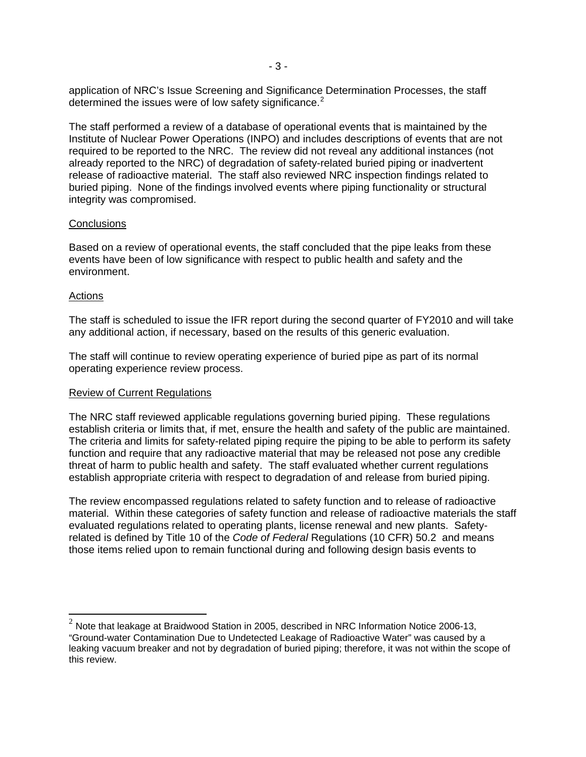application of NRC's Issue Screening and Significance Determination Processes, the staff determined the issues were of low safety significance.[2]

The staff performed a review of a database of operational events that is maintained by the Institute of Nuclear Power Operations (INPO) and includes descriptions of events that are not required to be reported to the NRC. The review did not reveal any additional instances (not already reported to the NRC) of degradation of safety-related buried piping or inadvertent release of radioactive material. The staff also reviewed NRC inspection findings related to buried piping. None of the findings involved events where piping functionality or structural integrity was compromised.

Conclusions

Based on a review of operational events, the staff concluded that the pipe leaks from these events have been of low significance with respect to public health and safety and the environment.

Actions

The staff is scheduled to issue the IFR report during the second quarter of FY2010 and will take any additional action, if necessary, based on the results of this generic evaluation.

The staff will continue to review operating experience of buried pipe as part of its normal operating experience review process.

Review of Current Regulations

The NRC staff reviewed applicable regulations governing buried piping. These regulations establish criteria or limits that, if met, ensure the health and safety of the public are maintained. The criteria and limits for safety-related piping require the piping to be able to perform its safety function and require that any radioactive material that may be released not pose any credible threat of harm to public health and safety. The staff evaluated whether current regulations establish appropriate criteria with respect to degradation of and release from buried piping.

The review encompassed regulations related to safety function and to release of radioactive material. Within these categories of safety function and release of radioactive materials the staff evaluated regulations related to operating plants, license renewal and new plants. Safety-related is defined by Title 10 of the *Code of Federal* Regulations (10 CFR) 50.2 and means those items relied upon to remain functional during and following design basis events to

[2] Note that leakage at Braidwood Station in 2005, described in NRC Information Notice 2006-13, "Ground-water Contamination Due to Undetected Leakage of Radioactive Water" was caused by a leaking vacuum breaker and not by degradation of buried piping; therefore, it was not within the scope of this review.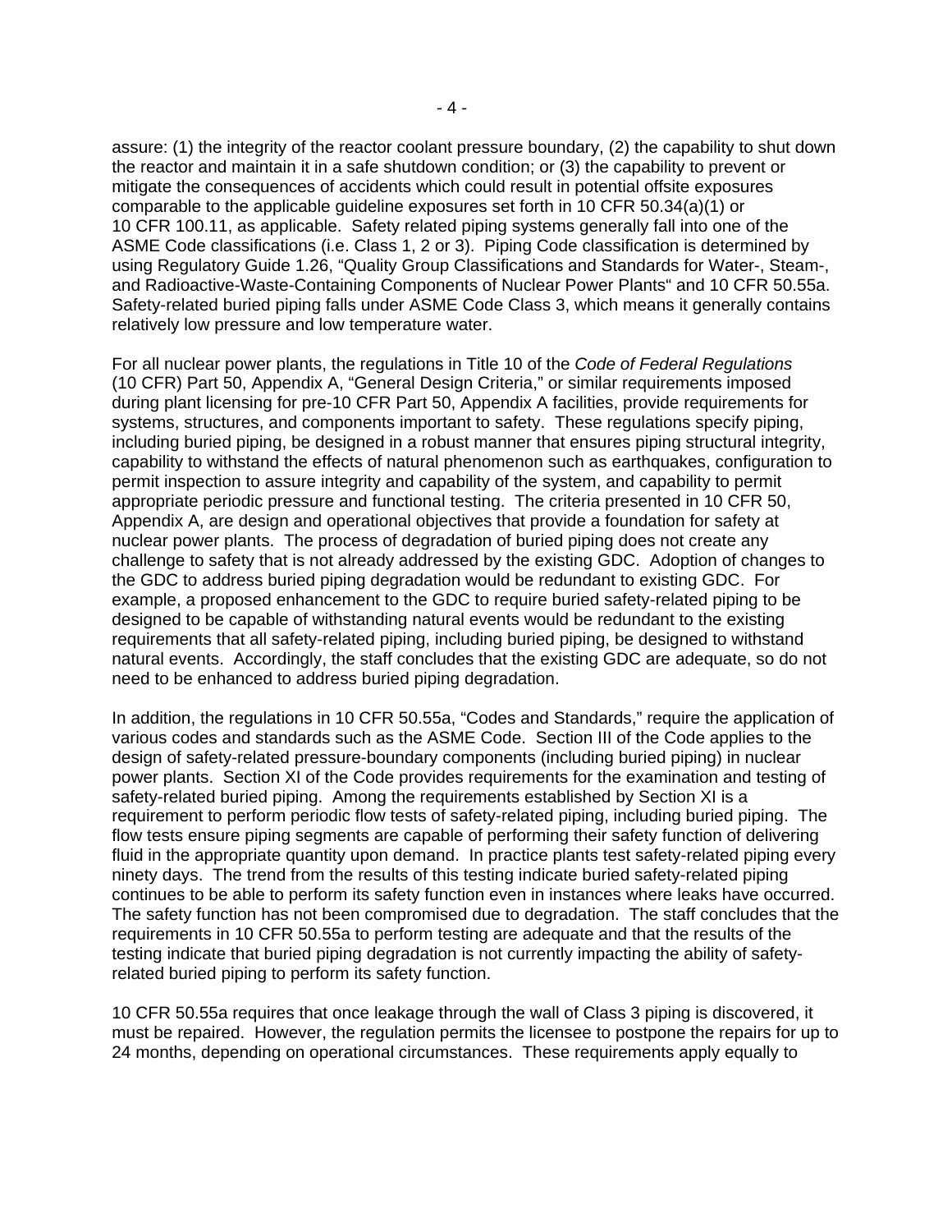assure: (1) the integrity of the reactor coolant pressure boundary, (2) the capability to shut down the reactor and maintain it in a safe shutdown condition; or (3) the capability to prevent or mitigate the consequences of accidents which could result in potential offsite exposures comparable to the applicable guideline exposures set forth in 10 CFR 50.34(a)(1) or 10 CFR 100.11, as applicable. Safety related piping systems generally fall into one of the ASME Code classifications (i.e. Class 1, 2 or 3). Piping Code classification is determined by using Regulatory Guide 1.26, "Quality Group Classifications and Standards for Water-, Steam-, and Radioactive-Waste-Containing Components of Nuclear Power Plants" and 10 CFR 50.55a. Safety-related buried piping falls under ASME Code Class 3, which means it generally contains relatively low pressure and low temperature water.

For all nuclear power plants, the regulations in Title 10 of the *Code of Federal Regulations* (10 CFR) Part 50, Appendix A, "General Design Criteria," or similar requirements imposed during plant licensing for pre-10 CFR Part 50, Appendix A facilities, provide requirements for systems, structures, and components important to safety. These regulations specify piping, including buried piping, be designed in a robust manner that ensures piping structural integrity, capability to withstand the effects of natural phenomenon such as earthquakes, configuration to permit inspection to assure integrity and capability of the system, and capability to permit appropriate periodic pressure and functional testing. The criteria presented in 10 CFR 50, Appendix A, are design and operational objectives that provide a foundation for safety at nuclear power plants. The process of degradation of buried piping does not create any challenge to safety that is not already addressed by the existing GDC. Adoption of changes to the GDC to address buried piping degradation would be redundant to existing GDC. For example, a proposed enhancement to the GDC to require buried safety-related piping to be designed to be capable of withstanding natural events would be redundant to the existing requirements that all safety-related piping, including buried piping, be designed to withstand natural events. Accordingly, the staff concludes that the existing GDC are adequate, so do not need to be enhanced to address buried piping degradation.

In addition, the regulations in 10 CFR 50.55a, "Codes and Standards," require the application of various codes and standards such as the ASME Code. Section III of the Code applies to the design of safety-related pressure-boundary components (including buried piping) in nuclear power plants. Section XI of the Code provides requirements for the examination and testing of safety-related buried piping. Among the requirements established by Section XI is a requirement to perform periodic flow tests of safety-related piping, including buried piping. The flow tests ensure piping segments are capable of performing their safety function of delivering fluid in the appropriate quantity upon demand. In practice plants test safety-related piping every ninety days. The trend from the results of this testing indicate buried safety-related piping continues to be able to perform its safety function even in instances where leaks have occurred. The safety function has not been compromised due to degradation. The staff concludes that the requirements in 10 CFR 50.55a to perform testing are adequate and that the results of the testing indicate that buried piping degradation is not currently impacting the ability of safety-related buried piping to perform its safety function.

10 CFR 50.55a requires that once leakage through the wall of Class 3 piping is discovered, it must be repaired. However, the regulation permits the licensee to postpone the repairs for up to 24 months, depending on operational circumstances. These requirements apply equally to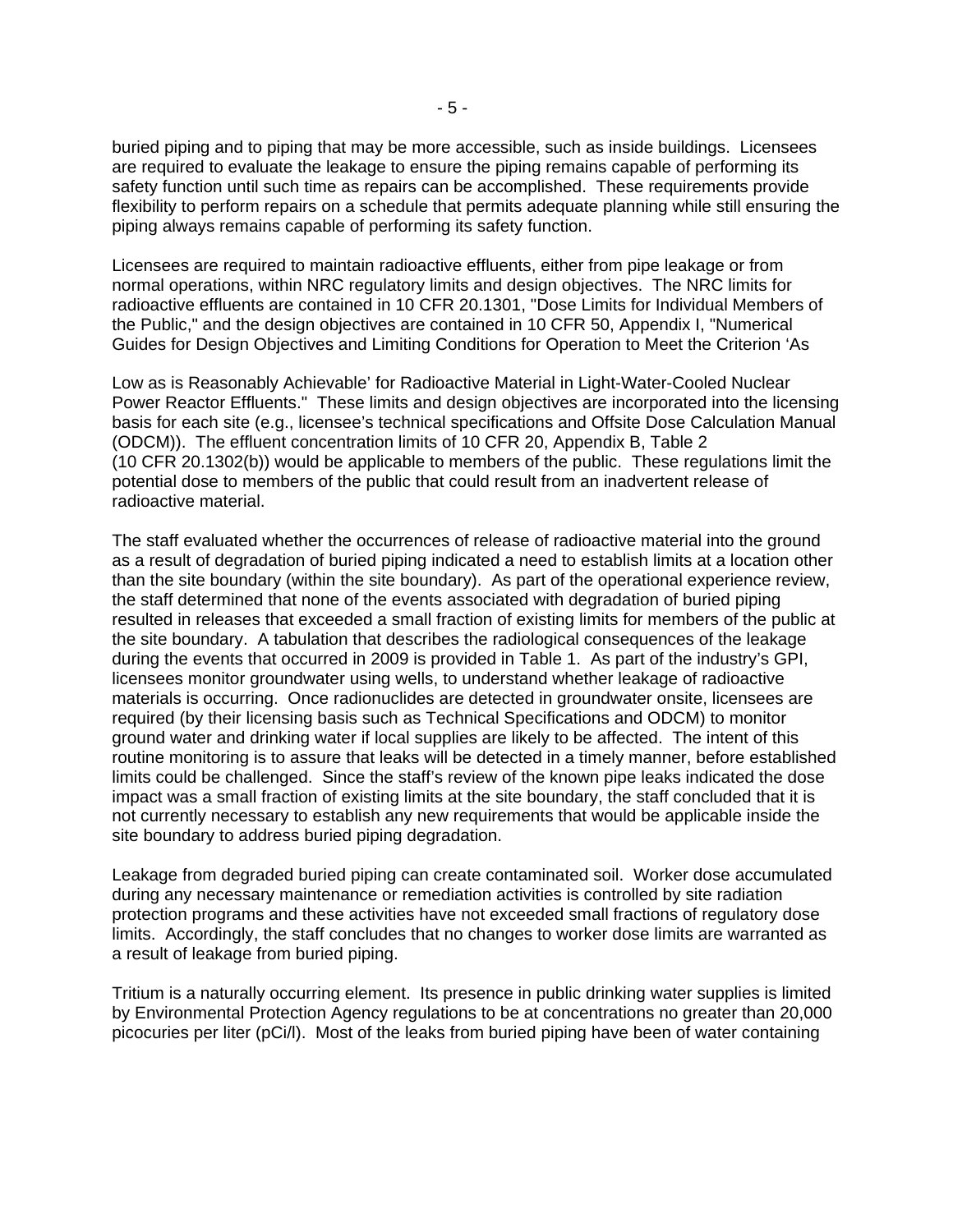buried piping and to piping that may be more accessible, such as inside buildings. Licensees are required to evaluate the leakage to ensure the piping remains capable of performing its safety function until such time as repairs can be accomplished. These requirements provide flexibility to perform repairs on a schedule that permits adequate planning while still ensuring the piping always remains capable of performing its safety function.

Licensees are required to maintain radioactive effluents, either from pipe leakage or from normal operations, within NRC regulatory limits and design objectives. The NRC limits for radioactive effluents are contained in 10 CFR 20.1301, "Dose Limits for Individual Members of the Public," and the design objectives are contained in 10 CFR 50, Appendix I, "Numerical Guides for Design Objectives and Limiting Conditions for Operation to Meet the Criterion 'As Low as is Reasonably Achievable' for Radioactive Material in Light-Water-Cooled Nuclear Power Reactor Effluents." These limits and design objectives are incorporated into the licensing basis for each site (e.g., licensee's technical specifications and Offsite Dose Calculation Manual (ODCM)). The effluent concentration limits of 10 CFR 20, Appendix B, Table 2 (10 CFR 20.1302(b)) would be applicable to members of the public. These regulations limit the potential dose to members of the public that could result from an inadvertent release of radioactive material.

The staff evaluated whether the occurrences of release of radioactive material into the ground as a result of degradation of buried piping indicated a need to establish limits at a location other than the site boundary (within the site boundary). As part of the operational experience review, the staff determined that none of the events associated with degradation of buried piping resulted in releases that exceeded a small fraction of existing limits for members of the public at the site boundary. A tabulation that describes the radiological consequences of the leakage during the events that occurred in 2009 is provided in Table 1. As part of the industry's GPI, licensees monitor groundwater using wells, to understand whether leakage of radioactive materials is occurring. Once radionuclides are detected in groundwater onsite, licensees are required (by their licensing basis such as Technical Specifications and ODCM) to monitor ground water and drinking water if local supplies are likely to be affected. The intent of this routine monitoring is to assure that leaks will be detected in a timely manner, before established limits could be challenged. Since the staff's review of the known pipe leaks indicated the dose impact was a small fraction of existing limits at the site boundary, the staff concluded that it is not currently necessary to establish any new requirements that would be applicable inside the site boundary to address buried piping degradation.

Leakage from degraded buried piping can create contaminated soil. Worker dose accumulated during any necessary maintenance or remediation activities is controlled by site radiation protection programs and these activities have not exceeded small fractions of regulatory dose limits. Accordingly, the staff concludes that no changes to worker dose limits are warranted as a result of leakage from buried piping.

Tritium is a naturally occurring element. Its presence in public drinking water supplies is limited by Environmental Protection Agency regulations to be at concentrations no greater than 20,000 picocuries per liter (pCi/l). Most of the leaks from buried piping have been of water containing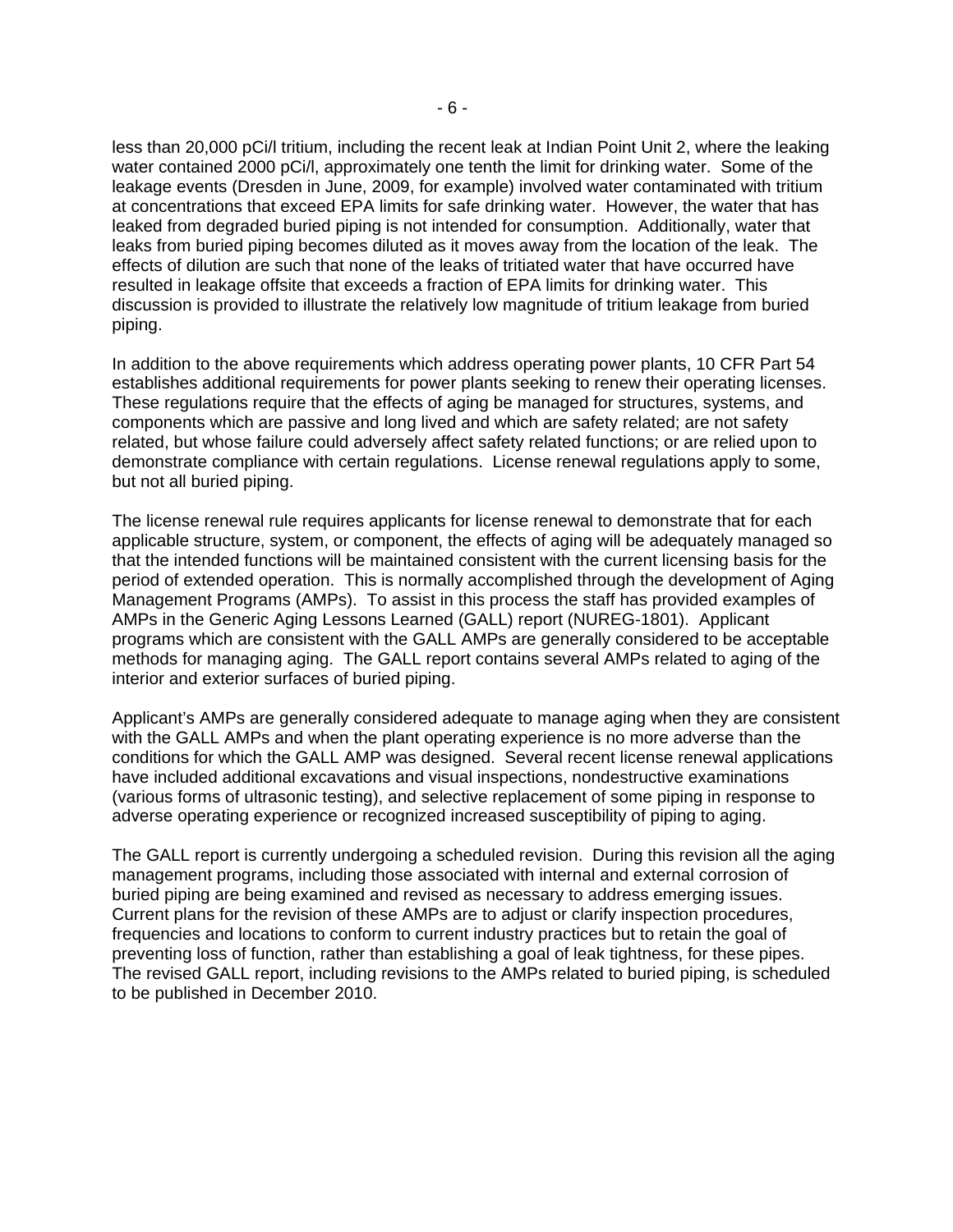less than 20,000 pCi/l tritium, including the recent leak at Indian Point Unit 2, where the leaking water contained 2000 pCi/l, approximately one tenth the limit for drinking water. Some of the leakage events (Dresden in June, 2009, for example) involved water contaminated with tritium at concentrations that exceed EPA limits for safe drinking water. However, the water that has leaked from degraded buried piping is not intended for consumption. Additionally, water that leaks from buried piping becomes diluted as it moves away from the location of the leak. The effects of dilution are such that none of the leaks of tritiated water that have occurred have resulted in leakage offsite that exceeds a fraction of EPA limits for drinking water. This discussion is provided to illustrate the relatively low magnitude of tritium leakage from buried piping.

In addition to the above requirements which address operating power plants, 10 CFR Part 54 establishes additional requirements for power plants seeking to renew their operating licenses. These regulations require that the effects of aging be managed for structures, systems, and components which are passive and long lived and which are safety related; are not safety related, but whose failure could adversely affect safety related functions; or are relied upon to demonstrate compliance with certain regulations. License renewal regulations apply to some, but not all buried piping.

The license renewal rule requires applicants for license renewal to demonstrate that for each applicable structure, system, or component, the effects of aging will be adequately managed so that the intended functions will be maintained consistent with the current licensing basis for the period of extended operation. This is normally accomplished through the development of Aging Management Programs (AMPs). To assist in this process the staff has provided examples of AMPs in the Generic Aging Lessons Learned (GALL) report (NUREG-1801). Applicant programs which are consistent with the GALL AMPs are generally considered to be acceptable methods for managing aging. The GALL report contains several AMPs related to aging of the interior and exterior surfaces of buried piping.

Applicant's AMPs are generally considered adequate to manage aging when they are consistent with the GALL AMPs and when the plant operating experience is no more adverse than the conditions for which the GALL AMP was designed. Several recent license renewal applications have included additional excavations and visual inspections, nondestructive examinations (various forms of ultrasonic testing), and selective replacement of some piping in response to adverse operating experience or recognized increased susceptibility of piping to aging.

The GALL report is currently undergoing a scheduled revision. During this revision all the aging management programs, including those associated with internal and external corrosion of buried piping are being examined and revised as necessary to address emerging issues. Current plans for the revision of these AMPs are to adjust or clarify inspection procedures, frequencies and locations to conform to current industry practices but to retain the goal of preventing loss of function, rather than establishing a goal of leak tightness, for these pipes. The revised GALL report, including revisions to the AMPs related to buried piping, is scheduled to be published in December 2010.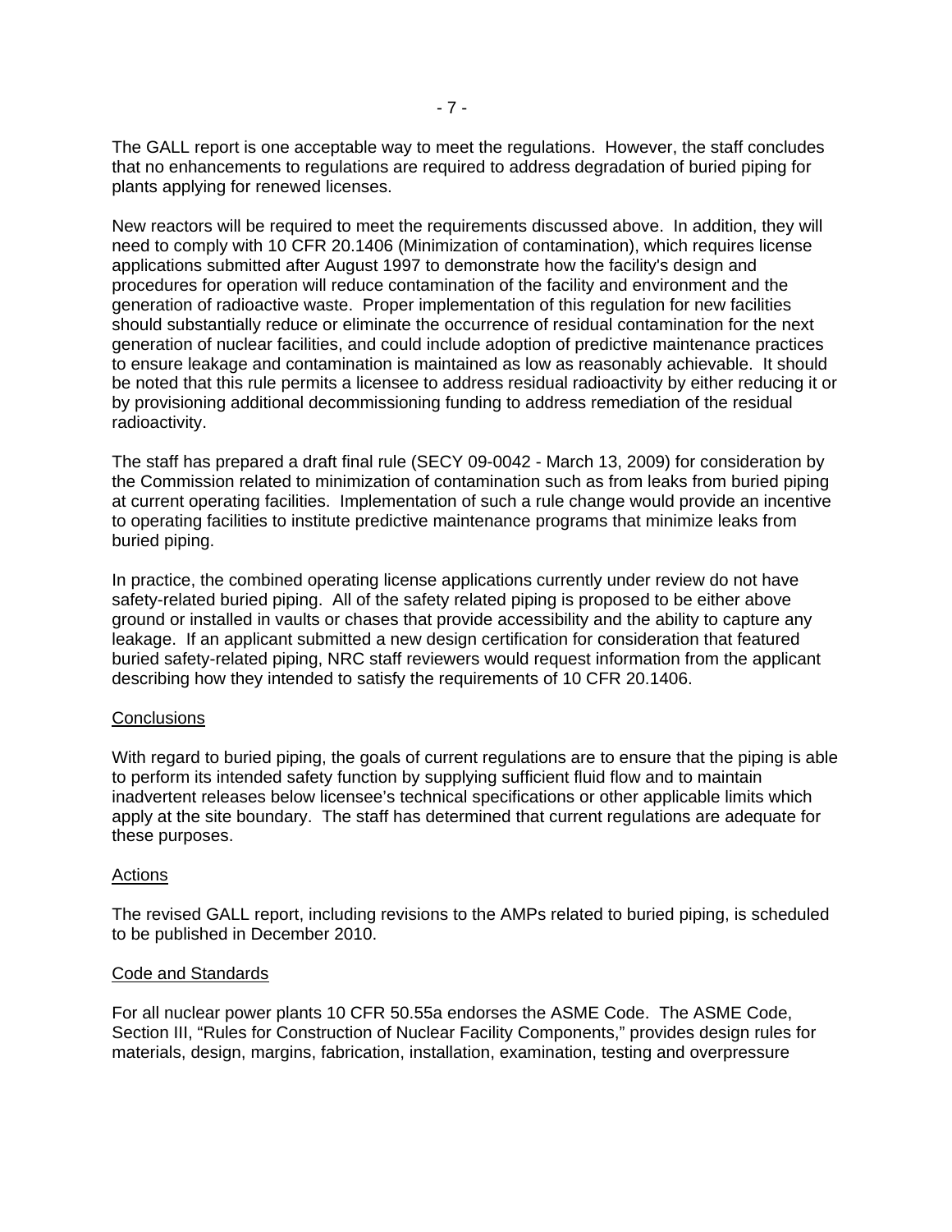The GALL report is one acceptable way to meet the regulations. However, the staff concludes that no enhancements to regulations are required to address degradation of buried piping for plants applying for renewed licenses.

New reactors will be required to meet the requirements discussed above. In addition, they will need to comply with 10 CFR 20.1406 (Minimization of contamination), which requires license applications submitted after August 1997 to demonstrate how the facility's design and procedures for operation will reduce contamination of the facility and environment and the generation of radioactive waste. Proper implementation of this regulation for new facilities should substantially reduce or eliminate the occurrence of residual contamination for the next generation of nuclear facilities, and could include adoption of predictive maintenance practices to ensure leakage and contamination is maintained as low as reasonably achievable. It should be noted that this rule permits a licensee to address residual radioactivity by either reducing it or by provisioning additional decommissioning funding to address remediation of the residual radioactivity.

The staff has prepared a draft final rule (SECY 09-0042 - March 13, 2009) for consideration by the Commission related to minimization of contamination such as from leaks from buried piping at current operating facilities. Implementation of such a rule change would provide an incentive to operating facilities to institute predictive maintenance programs that minimize leaks from buried piping.

In practice, the combined operating license applications currently under review do not have safety-related buried piping. All of the safety related piping is proposed to be either above ground or installed in vaults or chases that provide accessibility and the ability to capture any leakage. If an applicant submitted a new design certification for consideration that featured buried safety-related piping, NRC staff reviewers would request information from the applicant describing how they intended to satisfy the requirements of 10 CFR 20.1406.

## Conclusions

With regard to buried piping, the goals of current regulations are to ensure that the piping is able to perform its intended safety function by supplying sufficient fluid flow and to maintain inadvertent releases below licensee's technical specifications or other applicable limits which apply at the site boundary. The staff has determined that current regulations are adequate for these purposes.

## Actions

The revised GALL report, including revisions to the AMPs related to buried piping, is scheduled to be published in December 2010.

## Code and Standards

For all nuclear power plants 10 CFR 50.55a endorses the ASME Code. The ASME Code, Section III, "Rules for Construction of Nuclear Facility Components," provides design rules for materials, design, margins, fabrication, installation, examination, testing and overpressure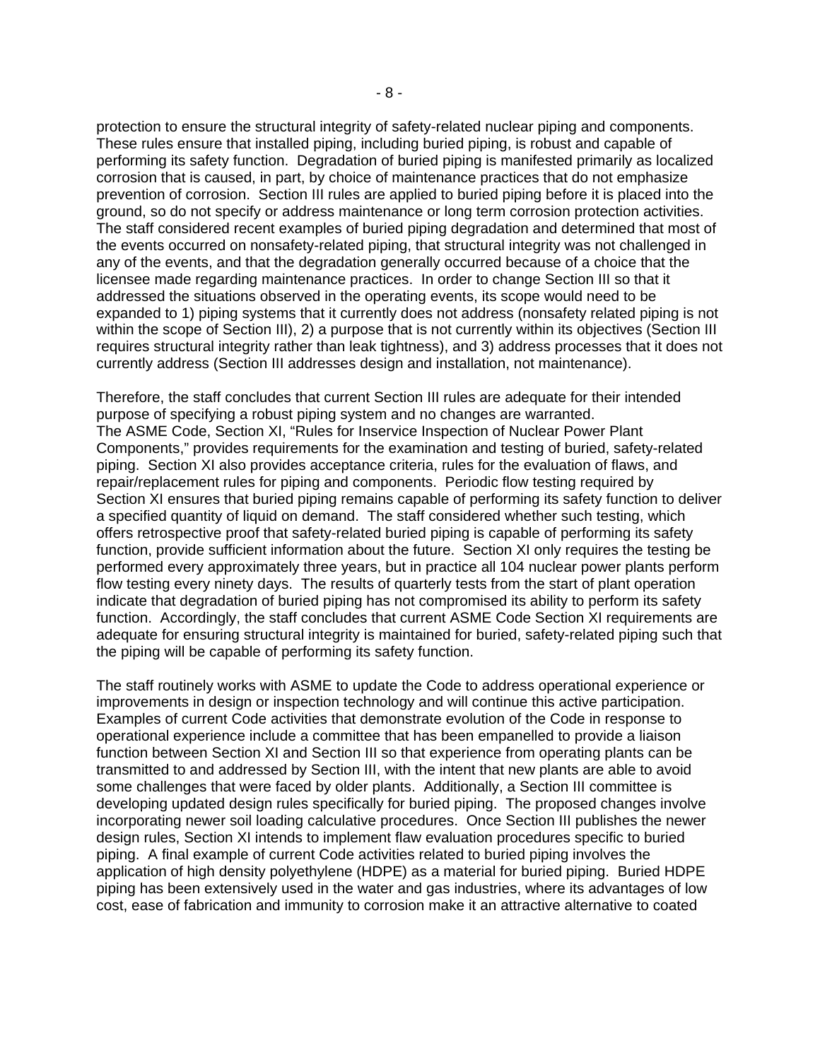protection to ensure the structural integrity of safety-related nuclear piping and components. These rules ensure that installed piping, including buried piping, is robust and capable of performing its safety function. Degradation of buried piping is manifested primarily as localized corrosion that is caused, in part, by choice of maintenance practices that do not emphasize prevention of corrosion. Section III rules are applied to buried piping before it is placed into the ground, so do not specify or address maintenance or long term corrosion protection activities. The staff considered recent examples of buried piping degradation and determined that most of the events occurred on nonsafety-related piping, that structural integrity was not challenged in any of the events, and that the degradation generally occurred because of a choice that the licensee made regarding maintenance practices. In order to change Section III so that it addressed the situations observed in the operating events, its scope would need to be expanded to 1) piping systems that it currently does not address (nonsafety related piping is not within the scope of Section III), 2) a purpose that is not currently within its objectives (Section III requires structural integrity rather than leak tightness), and 3) address processes that it does not currently address (Section III addresses design and installation, not maintenance).

Therefore, the staff concludes that current Section III rules are adequate for their intended purpose of specifying a robust piping system and no changes are warranted.
The ASME Code, Section XI, "Rules for Inservice Inspection of Nuclear Power Plant Components," provides requirements for the examination and testing of buried, safety-related piping. Section XI also provides acceptance criteria, rules for the evaluation of flaws, and repair/replacement rules for piping and components. Periodic flow testing required by Section XI ensures that buried piping remains capable of performing its safety function to deliver a specified quantity of liquid on demand. The staff considered whether such testing, which offers retrospective proof that safety-related buried piping is capable of performing its safety function, provide sufficient information about the future. Section XI only requires the testing be performed every approximately three years, but in practice all 104 nuclear power plants perform flow testing every ninety days. The results of quarterly tests from the start of plant operation indicate that degradation of buried piping has not compromised its ability to perform its safety function. Accordingly, the staff concludes that current ASME Code Section XI requirements are adequate for ensuring structural integrity is maintained for buried, safety-related piping such that the piping will be capable of performing its safety function.

The staff routinely works with ASME to update the Code to address operational experience or improvements in design or inspection technology and will continue this active participation. Examples of current Code activities that demonstrate evolution of the Code in response to operational experience include a committee that has been empanelled to provide a liaison function between Section XI and Section III so that experience from operating plants can be transmitted to and addressed by Section III, with the intent that new plants are able to avoid some challenges that were faced by older plants. Additionally, a Section III committee is developing updated design rules specifically for buried piping. The proposed changes involve incorporating newer soil loading calculative procedures. Once Section III publishes the newer design rules, Section XI intends to implement flaw evaluation procedures specific to buried piping. A final example of current Code activities related to buried piping involves the application of high density polyethylene (HDPE) as a material for buried piping. Buried HDPE piping has been extensively used in the water and gas industries, where its advantages of low cost, ease of fabrication and immunity to corrosion make it an attractive alternative to coated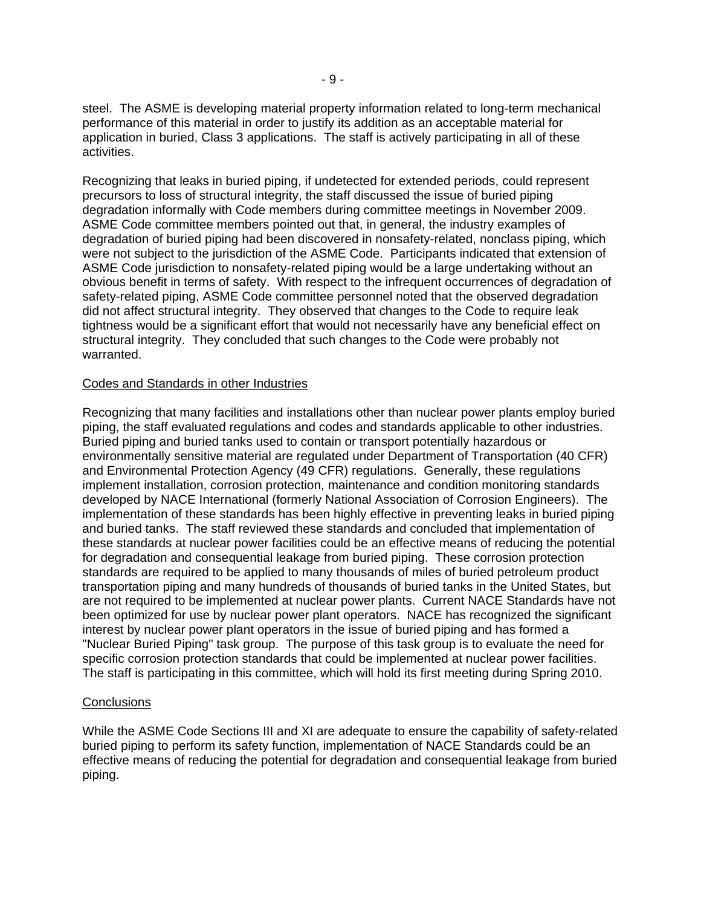steel. The ASME is developing material property information related to long-term mechanical performance of this material in order to justify its addition as an acceptable material for application in buried, Class 3 applications. The staff is actively participating in all of these activities.

Recognizing that leaks in buried piping, if undetected for extended periods, could represent precursors to loss of structural integrity, the staff discussed the issue of buried piping degradation informally with Code members during committee meetings in November 2009. ASME Code committee members pointed out that, in general, the industry examples of degradation of buried piping had been discovered in nonsafety-related, nonclass piping, which were not subject to the jurisdiction of the ASME Code. Participants indicated that extension of ASME Code jurisdiction to nonsafety-related piping would be a large undertaking without an obvious benefit in terms of safety. With respect to the infrequent occurrences of degradation of safety-related piping, ASME Code committee personnel noted that the observed degradation did not affect structural integrity. They observed that changes to the Code to require leak tightness would be a significant effort that would not necessarily have any beneficial effect on structural integrity. They concluded that such changes to the Code were probably not warranted.

<u>Codes and Standards in other Industries</u>

Recognizing that many facilities and installations other than nuclear power plants employ buried piping, the staff evaluated regulations and codes and standards applicable to other industries. Buried piping and buried tanks used to contain or transport potentially hazardous or environmentally sensitive material are regulated under Department of Transportation (40 CFR) and Environmental Protection Agency (49 CFR) regulations. Generally, these regulations implement installation, corrosion protection, maintenance and condition monitoring standards developed by NACE International (formerly National Association of Corrosion Engineers). The implementation of these standards has been highly effective in preventing leaks in buried piping and buried tanks. The staff reviewed these standards and concluded that implementation of these standards at nuclear power facilities could be an effective means of reducing the potential for degradation and consequential leakage from buried piping. These corrosion protection standards are required to be applied to many thousands of miles of buried petroleum product transportation piping and many hundreds of thousands of buried tanks in the United States, but are not required to be implemented at nuclear power plants. Current NACE Standards have not been optimized for use by nuclear power plant operators. NACE has recognized the significant interest by nuclear power plant operators in the issue of buried piping and has formed a "Nuclear Buried Piping" task group. The purpose of this task group is to evaluate the need for specific corrosion protection standards that could be implemented at nuclear power facilities. The staff is participating in this committee, which will hold its first meeting during Spring 2010.

<u>Conclusions</u>

While the ASME Code Sections III and XI are adequate to ensure the capability of safety-related buried piping to perform its safety function, implementation of NACE Standards could be an effective means of reducing the potential for degradation and consequential leakage from buried piping.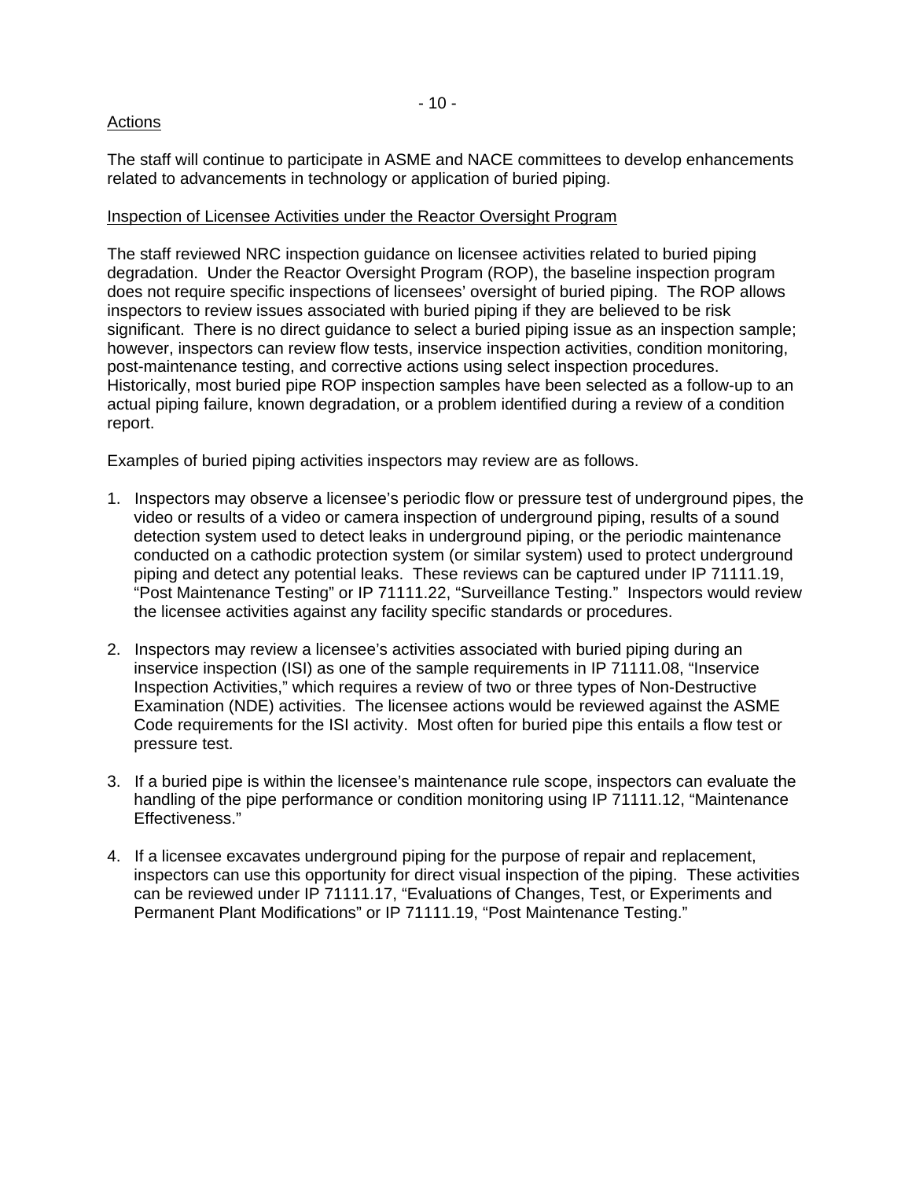Actions

The staff will continue to participate in ASME and NACE committees to develop enhancements related to advancements in technology or application of buried piping.

Inspection of Licensee Activities under the Reactor Oversight Program

The staff reviewed NRC inspection guidance on licensee activities related to buried piping degradation. Under the Reactor Oversight Program (ROP), the baseline inspection program does not require specific inspections of licensees' oversight of buried piping. The ROP allows inspectors to review issues associated with buried piping if they are believed to be risk significant. There is no direct guidance to select a buried piping issue as an inspection sample; however, inspectors can review flow tests, inservice inspection activities, condition monitoring, post-maintenance testing, and corrective actions using select inspection procedures. Historically, most buried pipe ROP inspection samples have been selected as a follow-up to an actual piping failure, known degradation, or a problem identified during a review of a condition report.

Examples of buried piping activities inspectors may review are as follows.

1. Inspectors may observe a licensee's periodic flow or pressure test of underground pipes, the video or results of a video or camera inspection of underground piping, results of a sound detection system used to detect leaks in underground piping, or the periodic maintenance conducted on a cathodic protection system (or similar system) used to protect underground piping and detect any potential leaks. These reviews can be captured under IP 71111.19, "Post Maintenance Testing" or IP 71111.22, "Surveillance Testing." Inspectors would review the licensee activities against any facility specific standards or procedures.

2. Inspectors may review a licensee's activities associated with buried piping during an inservice inspection (ISI) as one of the sample requirements in IP 71111.08, "Inservice Inspection Activities," which requires a review of two or three types of Non-Destructive Examination (NDE) activities. The licensee actions would be reviewed against the ASME Code requirements for the ISI activity. Most often for buried pipe this entails a flow test or pressure test.

3. If a buried pipe is within the licensee's maintenance rule scope, inspectors can evaluate the handling of the pipe performance or condition monitoring using IP 71111.12, "Maintenance Effectiveness."

4. If a licensee excavates underground piping for the purpose of repair and replacement, inspectors can use this opportunity for direct visual inspection of the piping. These activities can be reviewed under IP 71111.17, "Evaluations of Changes, Test, or Experiments and Permanent Plant Modifications" or IP 71111.19, "Post Maintenance Testing."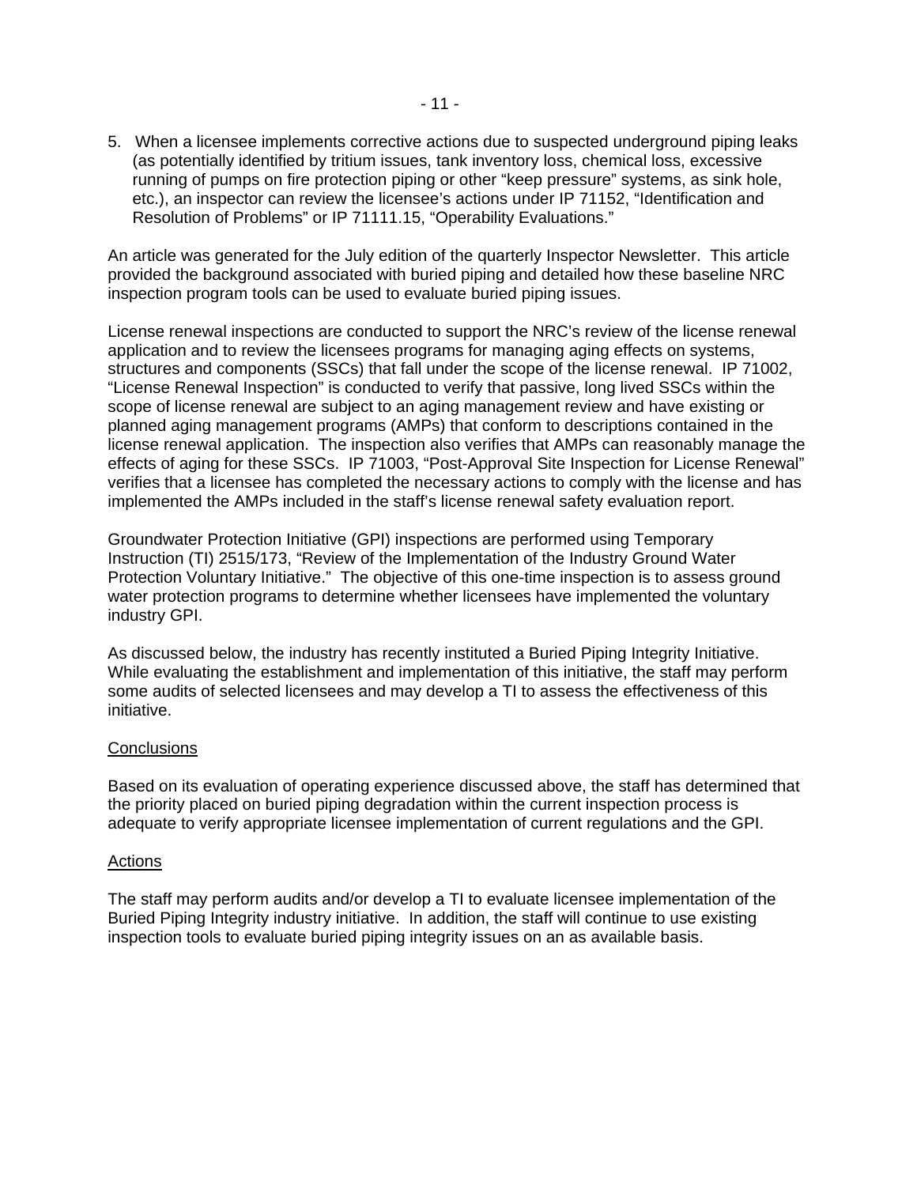5. When a licensee implements corrective actions due to suspected underground piping leaks (as potentially identified by tritium issues, tank inventory loss, chemical loss, excessive running of pumps on fire protection piping or other "keep pressure" systems, as sink hole, etc.), an inspector can review the licensee's actions under IP 71152, "Identification and Resolution of Problems" or IP 71111.15, "Operability Evaluations."

An article was generated for the July edition of the quarterly Inspector Newsletter. This article provided the background associated with buried piping and detailed how these baseline NRC inspection program tools can be used to evaluate buried piping issues.

License renewal inspections are conducted to support the NRC's review of the license renewal application and to review the licensees programs for managing aging effects on systems, structures and components (SSCs) that fall under the scope of the license renewal. IP 71002, "License Renewal Inspection" is conducted to verify that passive, long lived SSCs within the scope of license renewal are subject to an aging management review and have existing or planned aging management programs (AMPs) that conform to descriptions contained in the license renewal application. The inspection also verifies that AMPs can reasonably manage the effects of aging for these SSCs. IP 71003, "Post-Approval Site Inspection for License Renewal" verifies that a licensee has completed the necessary actions to comply with the license and has implemented the AMPs included in the staff's license renewal safety evaluation report.

Groundwater Protection Initiative (GPI) inspections are performed using Temporary Instruction (TI) 2515/173, "Review of the Implementation of the Industry Ground Water Protection Voluntary Initiative." The objective of this one-time inspection is to assess ground water protection programs to determine whether licensees have implemented the voluntary industry GPI.

As discussed below, the industry has recently instituted a Buried Piping Integrity Initiative. While evaluating the establishment and implementation of this initiative, the staff may perform some audits of selected licensees and may develop a TI to assess the effectiveness of this initiative.

## Conclusions

Based on its evaluation of operating experience discussed above, the staff has determined that the priority placed on buried piping degradation within the current inspection process is adequate to verify appropriate licensee implementation of current regulations and the GPI.

## Actions

The staff may perform audits and/or develop a TI to evaluate licensee implementation of the Buried Piping Integrity industry initiative. In addition, the staff will continue to use existing inspection tools to evaluate buried piping integrity issues on an as available basis.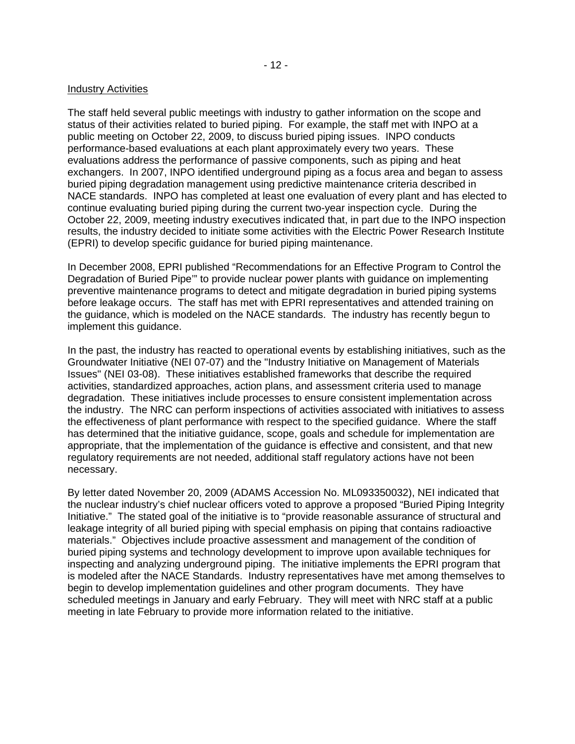Industry Activities

The staff held several public meetings with industry to gather information on the scope and status of their activities related to buried piping. For example, the staff met with INPO at a public meeting on October 22, 2009, to discuss buried piping issues. INPO conducts performance-based evaluations at each plant approximately every two years. These evaluations address the performance of passive components, such as piping and heat exchangers. In 2007, INPO identified underground piping as a focus area and began to assess buried piping degradation management using predictive maintenance criteria described in NACE standards. INPO has completed at least one evaluation of every plant and has elected to continue evaluating buried piping during the current two-year inspection cycle. During the October 22, 2009, meeting industry executives indicated that, in part due to the INPO inspection results, the industry decided to initiate some activities with the Electric Power Research Institute (EPRI) to develop specific guidance for buried piping maintenance.

In December 2008, EPRI published "Recommendations for an Effective Program to Control the Degradation of Buried Pipe'" to provide nuclear power plants with guidance on implementing preventive maintenance programs to detect and mitigate degradation in buried piping systems before leakage occurs. The staff has met with EPRI representatives and attended training on the guidance, which is modeled on the NACE standards. The industry has recently begun to implement this guidance.

In the past, the industry has reacted to operational events by establishing initiatives, such as the Groundwater Initiative (NEI 07-07) and the "Industry Initiative on Management of Materials Issues" (NEI 03-08). These initiatives established frameworks that describe the required activities, standardized approaches, action plans, and assessment criteria used to manage degradation. These initiatives include processes to ensure consistent implementation across the industry. The NRC can perform inspections of activities associated with initiatives to assess the effectiveness of plant performance with respect to the specified guidance. Where the staff has determined that the initiative guidance, scope, goals and schedule for implementation are appropriate, that the implementation of the guidance is effective and consistent, and that new regulatory requirements are not needed, additional staff regulatory actions have not been necessary.

By letter dated November 20, 2009 (ADAMS Accession No. ML093350032), NEI indicated that the nuclear industry's chief nuclear officers voted to approve a proposed "Buried Piping Integrity Initiative." The stated goal of the initiative is to "provide reasonable assurance of structural and leakage integrity of all buried piping with special emphasis on piping that contains radioactive materials." Objectives include proactive assessment and management of the condition of buried piping systems and technology development to improve upon available techniques for inspecting and analyzing underground piping. The initiative implements the EPRI program that is modeled after the NACE Standards. Industry representatives have met among themselves to begin to develop implementation guidelines and other program documents. They have scheduled meetings in January and early February. They will meet with NRC staff at a public meeting in late February to provide more information related to the initiative.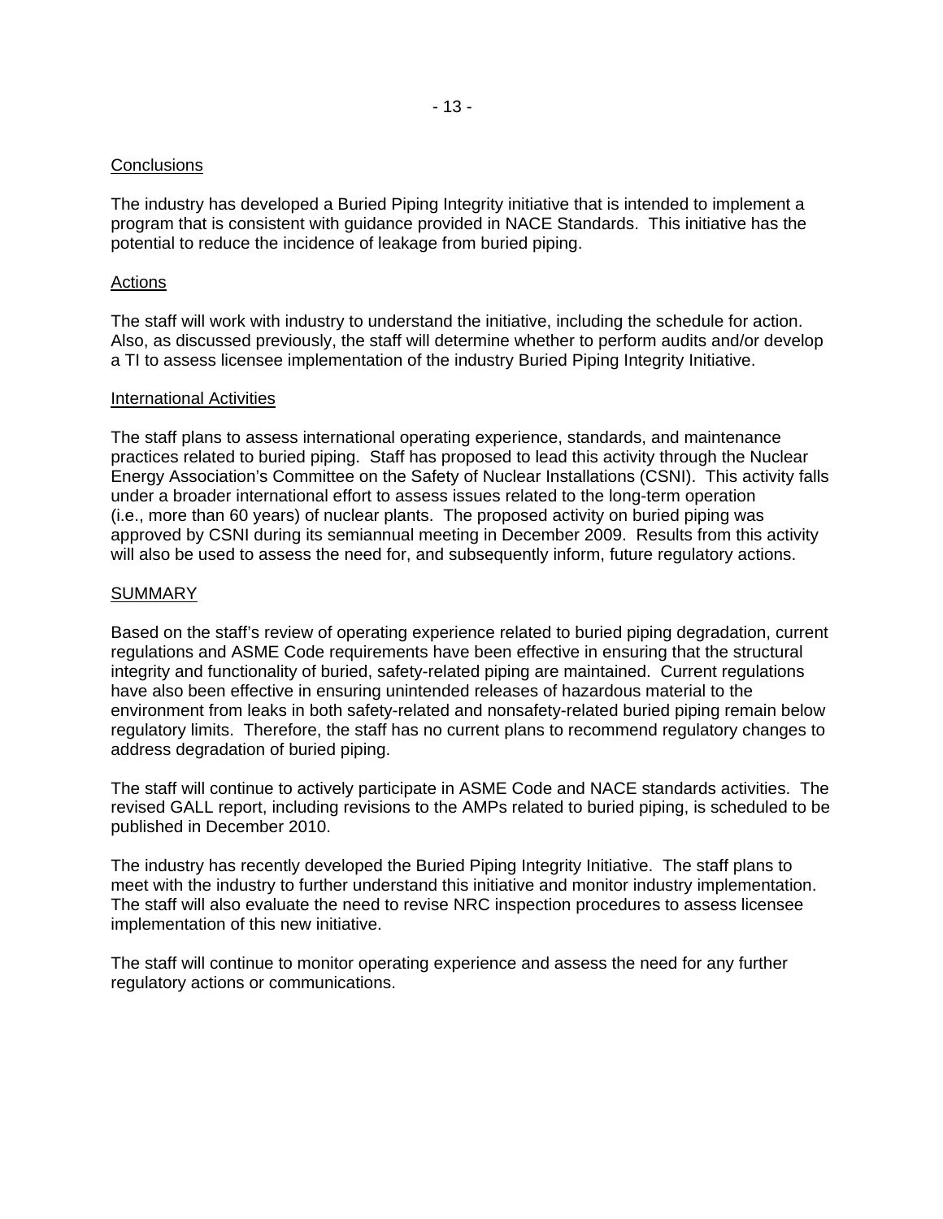Conclusions

The industry has developed a Buried Piping Integrity initiative that is intended to implement a program that is consistent with guidance provided in NACE Standards. This initiative has the potential to reduce the incidence of leakage from buried piping.

Actions

The staff will work with industry to understand the initiative, including the schedule for action. Also, as discussed previously, the staff will determine whether to perform audits and/or develop a TI to assess licensee implementation of the industry Buried Piping Integrity Initiative.

International Activities

The staff plans to assess international operating experience, standards, and maintenance practices related to buried piping. Staff has proposed to lead this activity through the Nuclear Energy Association's Committee on the Safety of Nuclear Installations (CSNI). This activity falls under a broader international effort to assess issues related to the long-term operation (i.e., more than 60 years) of nuclear plants. The proposed activity on buried piping was approved by CSNI during its semiannual meeting in December 2009. Results from this activity will also be used to assess the need for, and subsequently inform, future regulatory actions.

SUMMARY

Based on the staff's review of operating experience related to buried piping degradation, current regulations and ASME Code requirements have been effective in ensuring that the structural integrity and functionality of buried, safety-related piping are maintained. Current regulations have also been effective in ensuring unintended releases of hazardous material to the environment from leaks in both safety-related and nonsafety-related buried piping remain below regulatory limits. Therefore, the staff has no current plans to recommend regulatory changes to address degradation of buried piping.

The staff will continue to actively participate in ASME Code and NACE standards activities. The revised GALL report, including revisions to the AMPs related to buried piping, is scheduled to be published in December 2010.

The industry has recently developed the Buried Piping Integrity Initiative. The staff plans to meet with the industry to further understand this initiative and monitor industry implementation. The staff will also evaluate the need to revise NRC inspection procedures to assess licensee implementation of this new initiative.

The staff will continue to monitor operating experience and assess the need for any further regulatory actions or communications.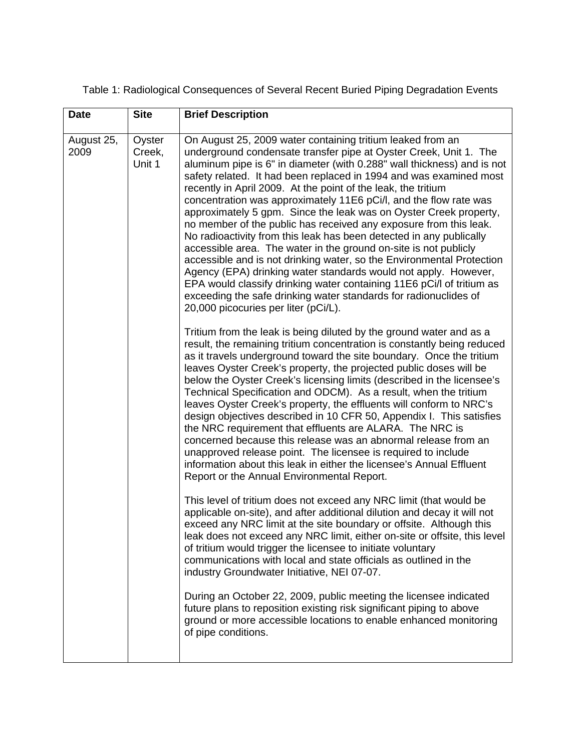Table 1: Radiological Consequences of Several Recent Buried Piping Degradation Events

| Date | Site | Brief Description |
|---|---|---|
| August 25, 2009 | Oyster Creek, Unit 1 | On August 25, 2009 water containing tritium leaked from an underground condensate transfer pipe at Oyster Creek, Unit 1. The aluminum pipe is 6" in diameter (with 0.288" wall thickness) and is not safety related. It had been replaced in 1994 and was examined most recently in April 2009. At the point of the leak, the tritium concentration was approximately 11E6 pCi/l, and the flow rate was approximately 5 gpm. Since the leak was on Oyster Creek property, no member of the public has received any exposure from this leak. No radioactivity from this leak has been detected in any publically accessible area. The water in the ground on-site is not publicly accessible and is not drinking water, so the Environmental Protection Agency (EPA) drinking water standards would not apply. However, EPA would classify drinking water containing 11E6 pCi/l of tritium as exceeding the safe drinking water standards for radionuclides of 20,000 picocuries per liter (pCi/L).<br><br>Tritium from the leak is being diluted by the ground water and as a result, the remaining tritium concentration is constantly being reduced as it travels underground toward the site boundary. Once the tritium leaves Oyster Creek's property, the projected public doses will be below the Oyster Creek's licensing limits (described in the licensee's Technical Specification and ODCM). As a result, when the tritium leaves Oyster Creek's property, the effluents will conform to NRC's design objectives described in 10 CFR 50, Appendix I. This satisfies the NRC requirement that effluents are ALARA. The NRC is concerned because this release was an abnormal release from an unapproved release point. The licensee is required to include information about this leak in either the licensee's Annual Effluent Report or the Annual Environmental Report.<br><br>This level of tritium does not exceed any NRC limit (that would be applicable on-site), and after additional dilution and decay it will not exceed any NRC limit at the site boundary or offsite. Although this leak does not exceed any NRC limit, either on-site or offsite, this level of tritium would trigger the licensee to initiate voluntary communications with local and state officials as outlined in the industry Groundwater Initiative, NEI 07-07.<br><br>During an October 22, 2009, public meeting the licensee indicated future plans to reposition existing risk significant piping to above ground or more accessible locations to enable enhanced monitoring of pipe conditions. |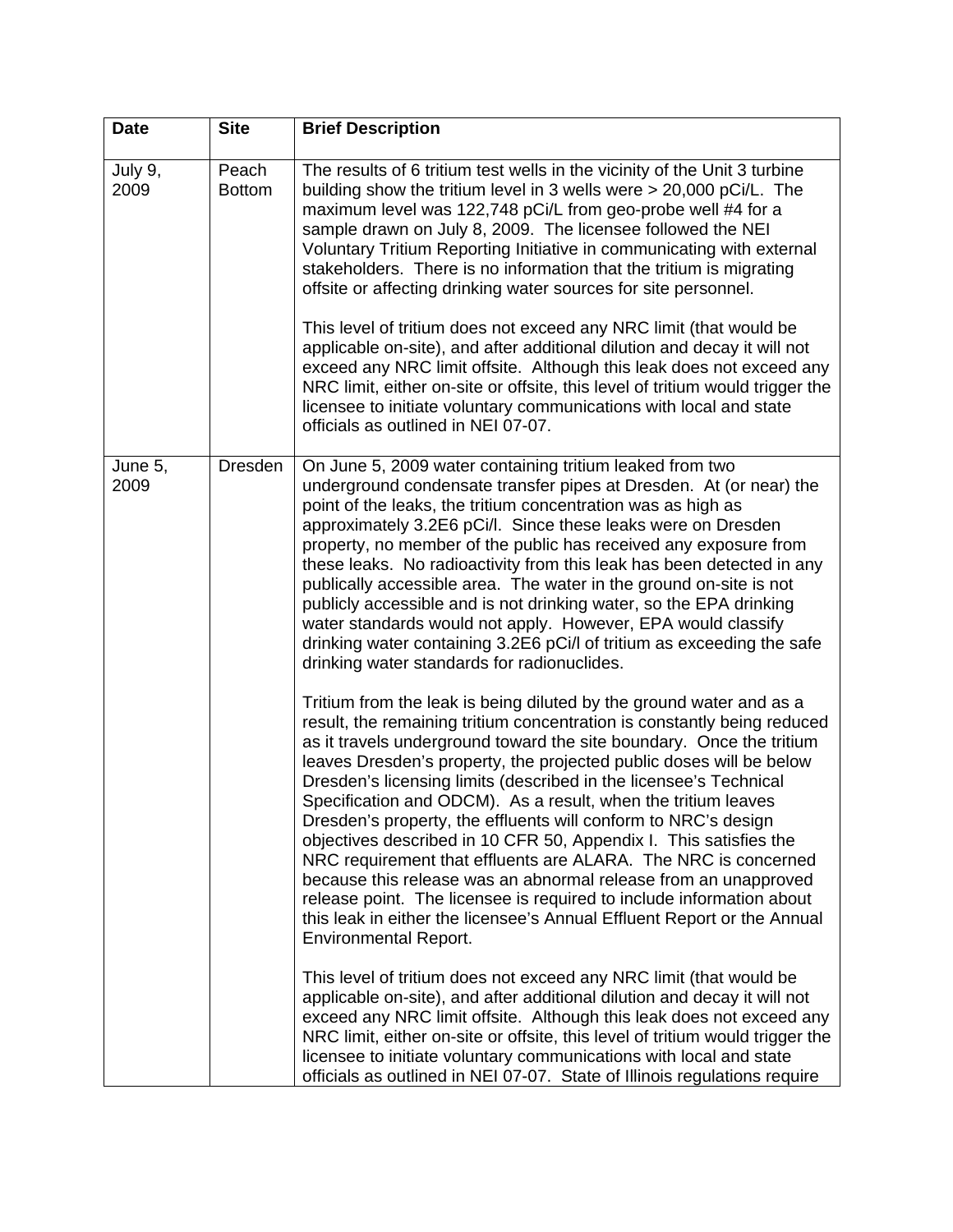| Date | Site | Brief Description |
|---|---|---|
| July 9, 2009 | Peach Bottom | The results of 6 tritium test wells in the vicinity of the Unit 3 turbine building show the tritium level in 3 wells were > 20,000 pCi/L. The maximum level was 122,748 pCi/L from geo-probe well #4 for a sample drawn on July 8, 2009. The licensee followed the NEI Voluntary Tritium Reporting Initiative in communicating with external stakeholders. There is no information that the tritium is migrating offsite or affecting drinking water sources for site personnel.<br><br>This level of tritium does not exceed any NRC limit (that would be applicable on-site), and after additional dilution and decay it will not exceed any NRC limit offsite. Although this leak does not exceed any NRC limit, either on-site or offsite, this level of tritium would trigger the licensee to initiate voluntary communications with local and state officials as outlined in NEI 07-07. |
| June 5, 2009 | Dresden | On June 5, 2009 water containing tritium leaked from two underground condensate transfer pipes at Dresden. At (or near) the point of the leaks, the tritium concentration was as high as approximately 3.2E6 pCi/l. Since these leaks were on Dresden property, no member of the public has received any exposure from these leaks. No radioactivity from this leak has been detected in any publically accessible area. The water in the ground on-site is not publicly accessible and is not drinking water, so the EPA drinking water standards would not apply. However, EPA would classify drinking water containing 3.2E6 pCi/l of tritium as exceeding the safe drinking water standards for radionuclides.<br><br>Tritium from the leak is being diluted by the ground water and as a result, the remaining tritium concentration is constantly being reduced as it travels underground toward the site boundary. Once the tritium leaves Dresden's property, the projected public doses will be below Dresden's licensing limits (described in the licensee's Technical Specification and ODCM). As a result, when the tritium leaves Dresden's property, the effluents will conform to NRC's design objectives described in 10 CFR 50, Appendix I. This satisfies the NRC requirement that effluents are ALARA. The NRC is concerned because this release was an abnormal release from an unapproved release point. The licensee is required to include information about this leak in either the licensee's Annual Effluent Report or the Annual Environmental Report.<br><br>This level of tritium does not exceed any NRC limit (that would be applicable on-site), and after additional dilution and decay it will not exceed any NRC limit offsite. Although this leak does not exceed any NRC limit, either on-site or offsite, this level of tritium would trigger the licensee to initiate voluntary communications with local and state officials as outlined in NEI 07-07. State of Illinois regulations require |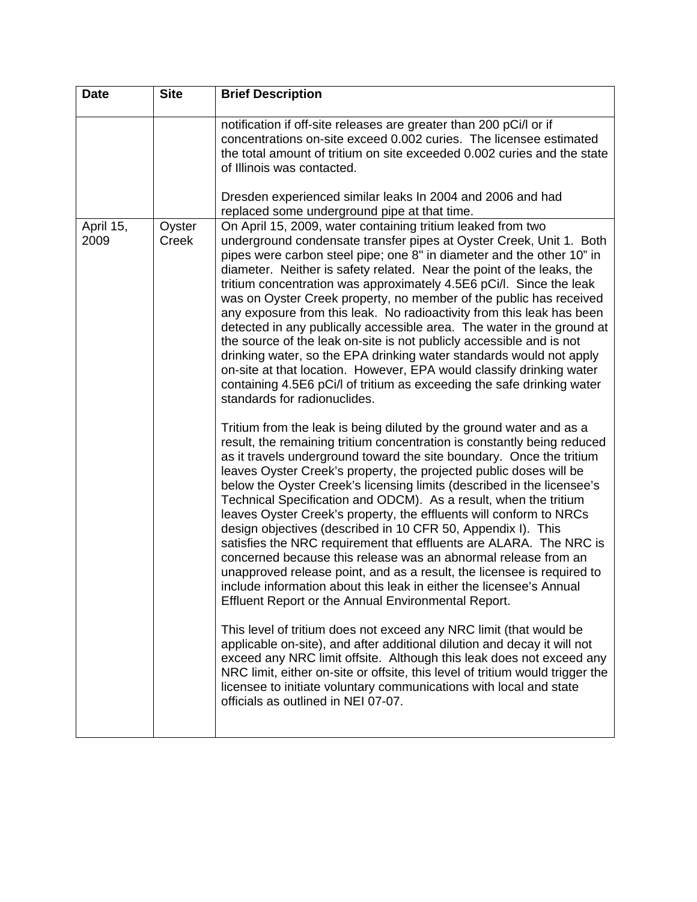| Date | Site | Brief Description |
| --- | --- | --- |
| | | notification if off-site releases are greater than 200 pCi/l or if concentrations on-site exceed 0.002 curies. The licensee estimated the total amount of tritium on site exceeded 0.002 curies and the state of Illinois was contacted.<br><br>Dresden experienced similar leaks In 2004 and 2006 and had replaced some underground pipe at that time. |
| April 15, 2009 | Oyster Creek | On April 15, 2009, water containing tritium leaked from two underground condensate transfer pipes at Oyster Creek, Unit 1. Both pipes were carbon steel pipe; one 8" in diameter and the other 10" in diameter. Neither is safety related. Near the point of the leaks, the tritium concentration was approximately 4.5E6 pCi/l. Since the leak was on Oyster Creek property, no member of the public has received any exposure from this leak. No radioactivity from this leak has been detected in any publically accessible area. The water in the ground at the source of the leak on-site is not publicly accessible and is not drinking water, so the EPA drinking water standards would not apply on-site at that location. However, EPA would classify drinking water containing 4.5E6 pCi/l of tritium as exceeding the safe drinking water standards for radionuclides.<br><br>Tritium from the leak is being diluted by the ground water and as a result, the remaining tritium concentration is constantly being reduced as it travels underground toward the site boundary. Once the tritium leaves Oyster Creek's property, the projected public doses will be below the Oyster Creek's licensing limits (described in the licensee's Technical Specification and ODCM). As a result, when the tritium leaves Oyster Creek's property, the effluents will conform to NRCs design objectives (described in 10 CFR 50, Appendix I). This satisfies the NRC requirement that effluents are ALARA. The NRC is concerned because this release was an abnormal release from an unapproved release point, and as a result, the licensee is required to include information about this leak in either the licensee's Annual Effluent Report or the Annual Environmental Report.<br><br>This level of tritium does not exceed any NRC limit (that would be applicable on-site), and after additional dilution and decay it will not exceed any NRC limit offsite. Although this leak does not exceed any NRC limit, either on-site or offsite, this level of tritium would trigger the licensee to initiate voluntary communications with local and state officials as outlined in NEI 07-07. |